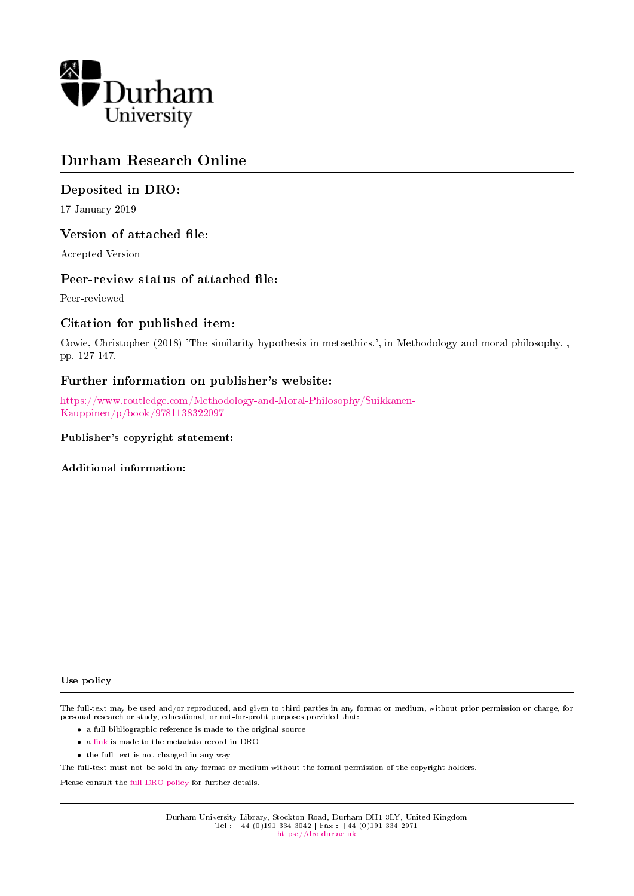Durham University

# Durham Research Online

## Deposited in DRO:

17 January 2019

## Version of attached file:

Accepted Version

## Peer-review status of attached file:

Peer-reviewed

## Citation for published item:

Cowie, Christopher (2018) 'The similarity hypothesis in metaethics.', in Methodology and moral philosophy. , pp. 127-147.

## Further information on publisher's website:

https://www.routledge.com/Methodology-and-Moral-Philosophy/Suikkanen-Kauppinen/p/book/9781138322097

### Publisher's copyright statement:

### Additional information:

### Use policy

The full-text may be used and/or reproduced, and given to third parties in any format or medium, without prior permission or charge, for personal research or study, educational, or not-for-profit purposes provided that:

- a full bibliographic reference is made to the original source
- a link is made to the metadata record in DRO
- the full-text is not changed in any way

The full-text must not be sold in any format or medium without the formal permission of the copyright holders.

Please consult the full DRO policy for further details.

Durham University Library, Stockton Road, Durham DH1 3LY, United Kingdom
Tel : +44 (0)191 334 3042 | Fax : +44 (0)191 334 2971
https://dro.dur.ac.uk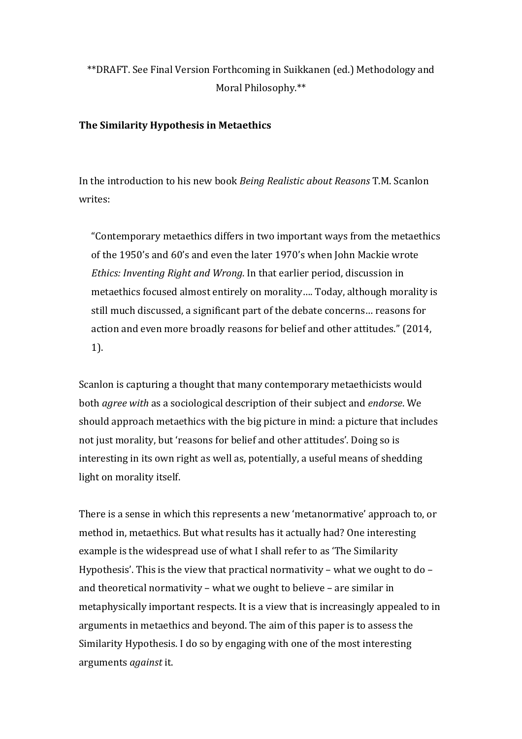**DRAFT. See Final Version Forthcoming in Suikkanen (ed.) Methodology and Moral Philosophy.**

**The Similarity Hypothesis in Metaethics**

In the introduction to his new book *Being Realistic about Reasons* T.M. Scanlon writes:

> "Contemporary metaethics differs in two important ways from the metaethics of the 1950's and 60's and even the later 1970's when John Mackie wrote *Ethics: Inventing Right and Wrong*. In that earlier period, discussion in metaethics focused almost entirely on morality…. Today, although morality is still much discussed, a significant part of the debate concerns… reasons for action and even more broadly reasons for belief and other attitudes." (2014, 1).

Scanlon is capturing a thought that many contemporary metaethicists would both *agree with* as a sociological description of their subject and *endorse*. We should approach metaethics with the big picture in mind: a picture that includes not just morality, but 'reasons for belief and other attitudes'. Doing so is interesting in its own right as well as, potentially, a useful means of shedding light on morality itself.

There is a sense in which this represents a new 'metanormative' approach to, or method in, metaethics. But what results has it actually had? One interesting example is the widespread use of what I shall refer to as 'The Similarity Hypothesis'. This is the view that practical normativity – what we ought to do – and theoretical normativity – what we ought to believe – are similar in metaphysically important respects. It is a view that is increasingly appealed to in arguments in metaethics and beyond. The aim of this paper is to assess the Similarity Hypothesis. I do so by engaging with one of the most interesting arguments *against* it.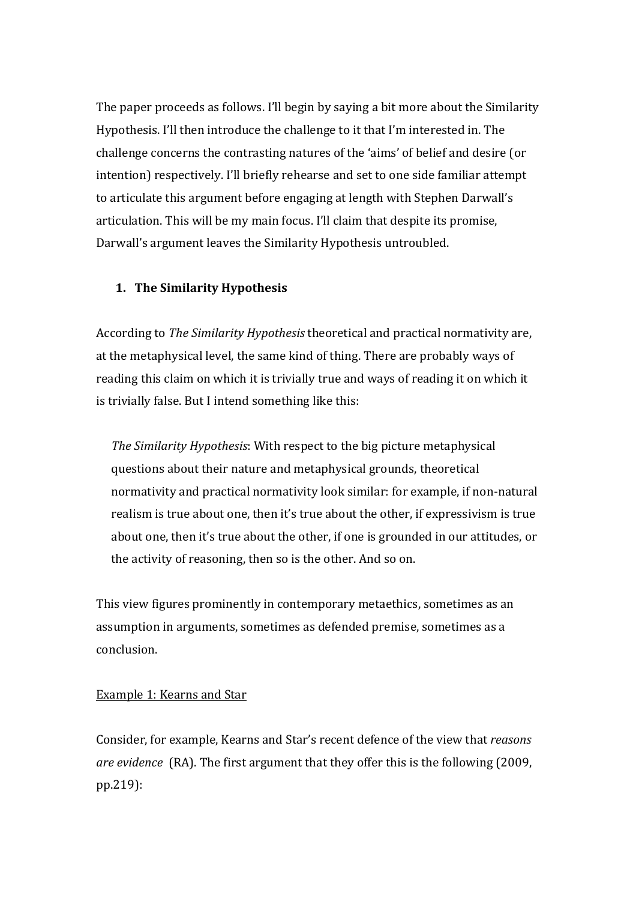The paper proceeds as follows. I'll begin by saying a bit more about the Similarity Hypothesis. I'll then introduce the challenge to it that I'm interested in. The challenge concerns the contrasting natures of the 'aims' of belief and desire (or intention) respectively. I'll briefly rehearse and set to one side familiar attempt to articulate this argument before engaging at length with Stephen Darwall's articulation. This will be my main focus. I'll claim that despite its promise, Darwall's argument leaves the Similarity Hypothesis untroubled.

## 1. The Similarity Hypothesis

According to *The Similarity Hypothesis* theoretical and practical normativity are, at the metaphysical level, the same kind of thing. There are probably ways of reading this claim on which it is trivially true and ways of reading it on which it is trivially false. But I intend something like this:

> *The Similarity Hypothesis*: With respect to the big picture metaphysical questions about their nature and metaphysical grounds, theoretical normativity and practical normativity look similar: for example, if non-natural realism is true about one, then it's true about the other, if expressivism is true about one, then it's true about the other, if one is grounded in our attitudes, or the activity of reasoning, then so is the other. And so on.

This view figures prominently in contemporary metaethics, sometimes as an assumption in arguments, sometimes as defended premise, sometimes as a conclusion.

Example 1: Kearns and Star

Consider, for example, Kearns and Star's recent defence of the view that *reasons are evidence* (RA). The first argument that they offer this is the following (2009, pp.219):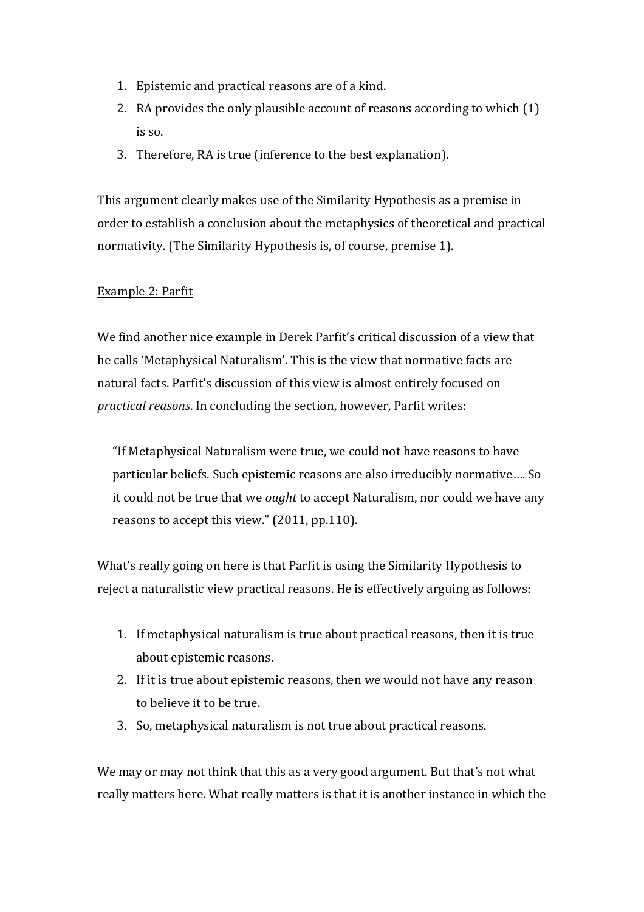1. Epistemic and practical reasons are of a kind.
2. RA provides the only plausible account of reasons according to which (1) is so.
3. Therefore, RA is true (inference to the best explanation).

This argument clearly makes use of the Similarity Hypothesis as a premise in order to establish a conclusion about the metaphysics of theoretical and practical normativity. (The Similarity Hypothesis is, of course, premise 1).

<u>Example 2: Parfit</u>

We find another nice example in Derek Parfit's critical discussion of a view that he calls 'Metaphysical Naturalism'. This is the view that normative facts are natural facts. Parfit's discussion of this view is almost entirely focused on *practical reasons*. In concluding the section, however, Parfit writes:

> "If Metaphysical Naturalism were true, we could not have reasons to have particular beliefs. Such epistemic reasons are also irreducibly normative…. So it could not be true that we *ought* to accept Naturalism, nor could we have any reasons to accept this view." (2011, pp.110).

What's really going on here is that Parfit is using the Similarity Hypothesis to reject a naturalistic view practical reasons. He is effectively arguing as follows:

1. If metaphysical naturalism is true about practical reasons, then it is true about epistemic reasons.
2. If it is true about epistemic reasons, then we would not have any reason to believe it to be true.
3. So, metaphysical naturalism is not true about practical reasons.

We may or may not think that this as a very good argument. But that's not what really matters here. What really matters is that it is another instance in which the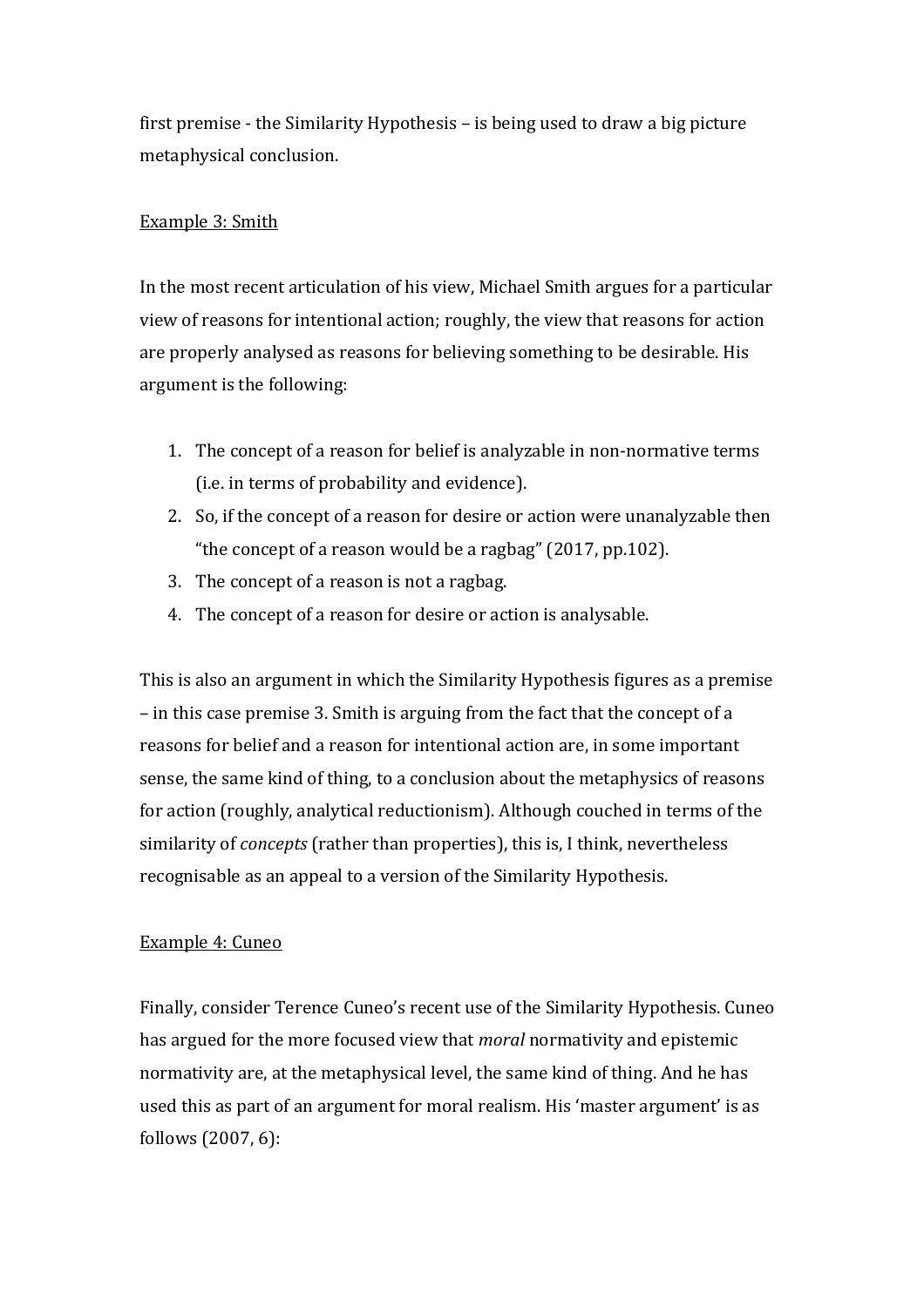first premise - the Similarity Hypothesis – is being used to draw a big picture metaphysical conclusion.

Example 3: Smith

In the most recent articulation of his view, Michael Smith argues for a particular view of reasons for intentional action; roughly, the view that reasons for action are properly analysed as reasons for believing something to be desirable. His argument is the following:

1. The concept of a reason for belief is analyzable in non-normative terms (i.e. in terms of probability and evidence).
2. So, if the concept of a reason for desire or action were unanalyzable then "the concept of a reason would be a ragbag" (2017, pp.102).
3. The concept of a reason is not a ragbag.
4. The concept of a reason for desire or action is analysable.

This is also an argument in which the Similarity Hypothesis figures as a premise – in this case premise 3. Smith is arguing from the fact that the concept of a reasons for belief and a reason for intentional action are, in some important sense, the same kind of thing, to a conclusion about the metaphysics of reasons for action (roughly, analytical reductionism). Although couched in terms of the similarity of *concepts* (rather than properties), this is, I think, nevertheless recognisable as an appeal to a version of the Similarity Hypothesis.

Example 4: Cuneo

Finally, consider Terence Cuneo's recent use of the Similarity Hypothesis. Cuneo has argued for the more focused view that *moral* normativity and epistemic normativity are, at the metaphysical level, the same kind of thing. And he has used this as part of an argument for moral realism. His 'master argument' is as follows (2007, 6):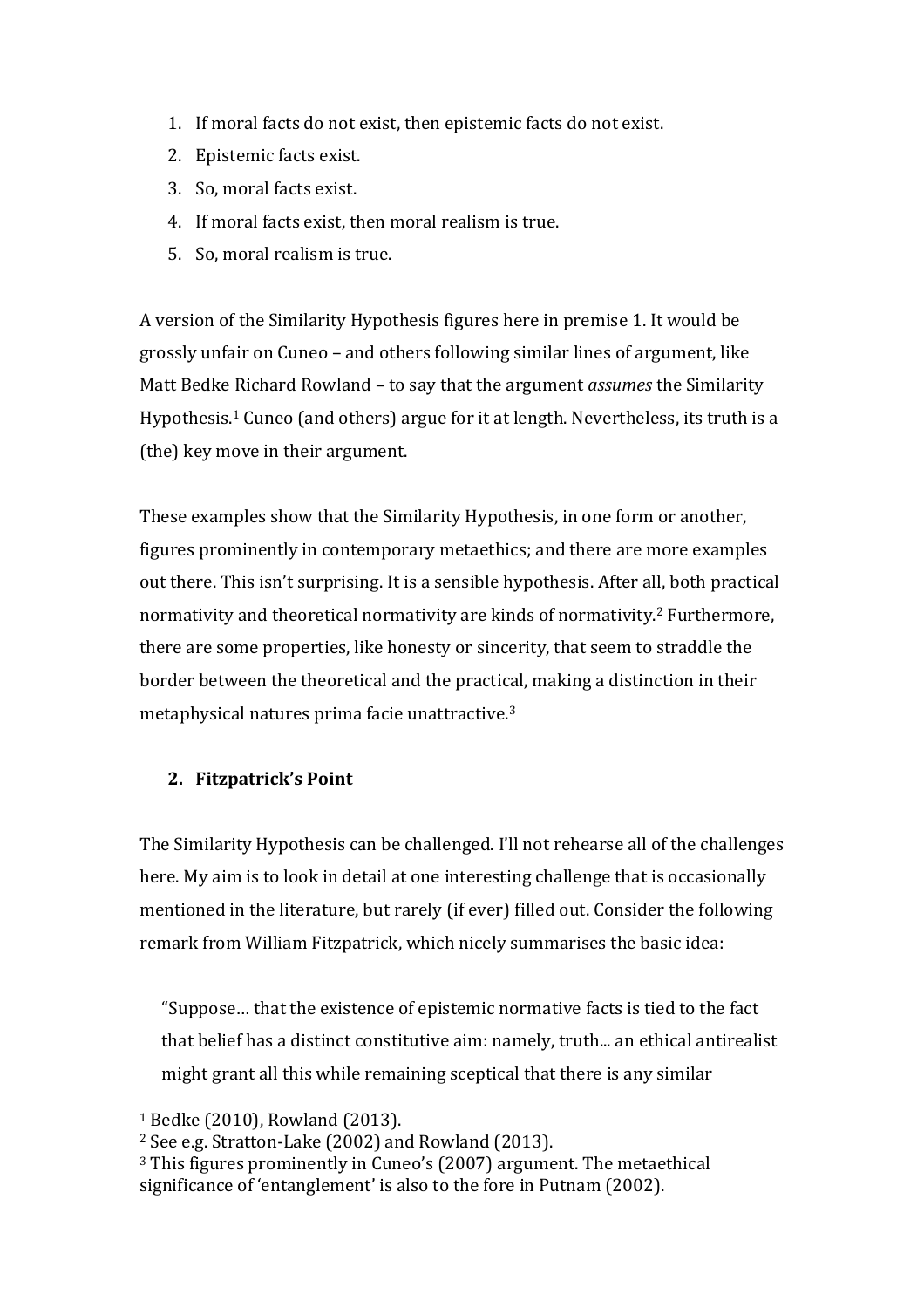1. If moral facts do not exist, then epistemic facts do not exist.
2. Epistemic facts exist.
3. So, moral facts exist.
4. If moral facts exist, then moral realism is true.
5. So, moral realism is true.

A version of the Similarity Hypothesis figures here in premise 1. It would be grossly unfair on Cuneo – and others following similar lines of argument, like Matt Bedke Richard Rowland – to say that the argument *assumes* the Similarity Hypothesis.[1] Cuneo (and others) argue for it at length. Nevertheless, its truth is a (the) key move in their argument.

These examples show that the Similarity Hypothesis, in one form or another, figures prominently in contemporary metaethics; and there are more examples out there. This isn't surprising. It is a sensible hypothesis. After all, both practical normativity and theoretical normativity are kinds of normativity.[2] Furthermore, there are some properties, like honesty or sincerity, that seem to straddle the border between the theoretical and the practical, making a distinction in their metaphysical natures prima facie unattractive.[3]

## 2. Fitzpatrick's Point

The Similarity Hypothesis can be challenged. I'll not rehearse all of the challenges here. My aim is to look in detail at one interesting challenge that is occasionally mentioned in the literature, but rarely (if ever) filled out. Consider the following remark from William Fitzpatrick, which nicely summarises the basic idea:

> "Suppose… that the existence of epistemic normative facts is tied to the fact that belief has a distinct constitutive aim: namely, truth... an ethical antirealist might grant all this while remaining sceptical that there is any similar

---

[1] Bedke (2010), Rowland (2013).

[2] See e.g. Stratton-Lake (2002) and Rowland (2013).

[3] This figures prominently in Cuneo's (2007) argument. The metaethical significance of 'entanglement' is also to the fore in Putnam (2002).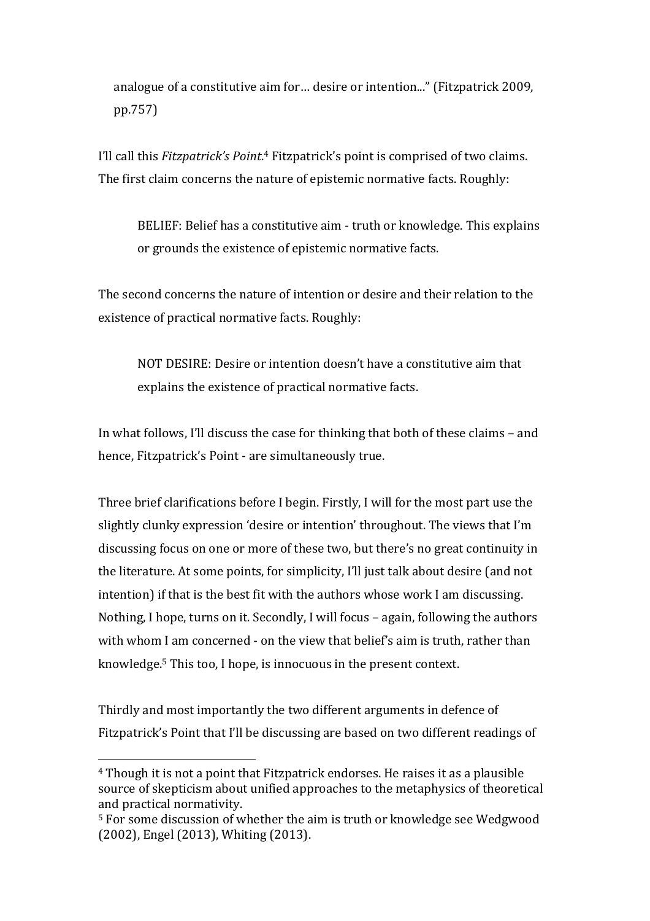analogue of a constitutive aim for… desire or intention..." (Fitzpatrick 2009, pp.757)

I'll call this *Fitzpatrick's Point*.[4] Fitzpatrick's point is comprised of two claims. The first claim concerns the nature of epistemic normative facts. Roughly:

> BELIEF: Belief has a constitutive aim - truth or knowledge. This explains or grounds the existence of epistemic normative facts.

The second concerns the nature of intention or desire and their relation to the existence of practical normative facts. Roughly:

> NOT DESIRE: Desire or intention doesn't have a constitutive aim that explains the existence of practical normative facts.

In what follows, I'll discuss the case for thinking that both of these claims – and hence, Fitzpatrick's Point - are simultaneously true.

Three brief clarifications before I begin. Firstly, I will for the most part use the slightly clunky expression 'desire or intention' throughout. The views that I'm discussing focus on one or more of these two, but there's no great continuity in the literature. At some points, for simplicity, I'll just talk about desire (and not intention) if that is the best fit with the authors whose work I am discussing. Nothing, I hope, turns on it. Secondly, I will focus – again, following the authors with whom I am concerned - on the view that belief's aim is truth, rather than knowledge.[5] This too, I hope, is innocuous in the present context.

Thirdly and most importantly the two different arguments in defence of Fitzpatrick's Point that I'll be discussing are based on two different readings of

---

[4] Though it is not a point that Fitzpatrick endorses. He raises it as a plausible source of skepticism about unified approaches to the metaphysics of theoretical and practical normativity.

[5] For some discussion of whether the aim is truth or knowledge see Wedgwood (2002), Engel (2013), Whiting (2013).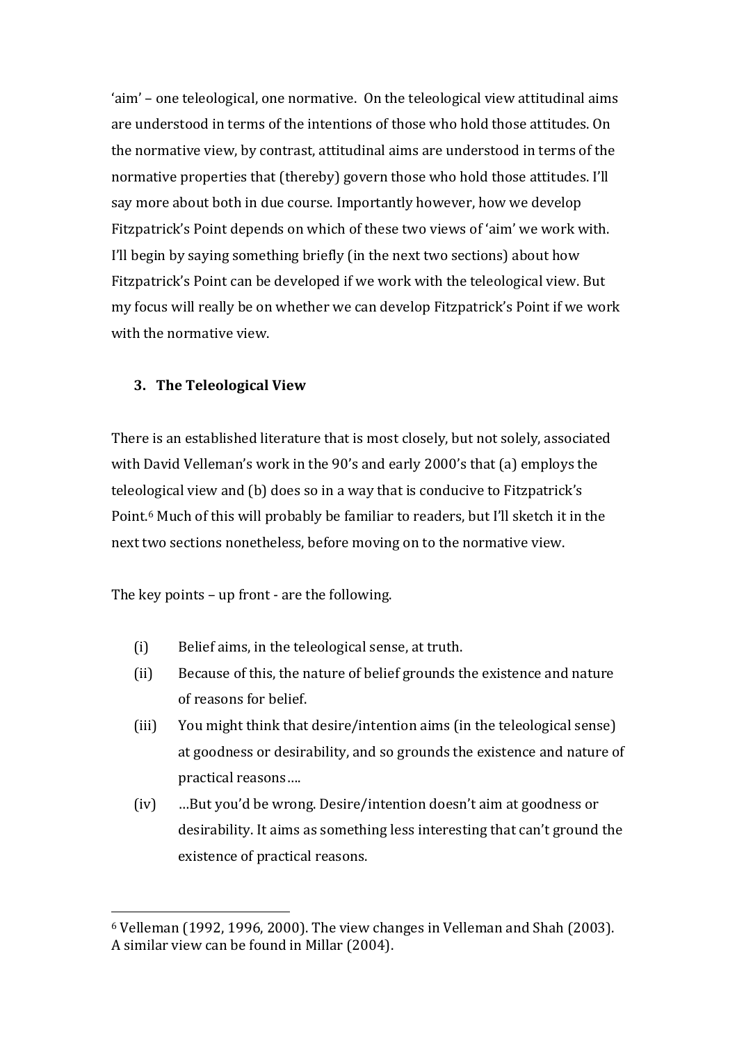'aim' – one teleological, one normative. On the teleological view attitudinal aims are understood in terms of the intentions of those who hold those attitudes. On the normative view, by contrast, attitudinal aims are understood in terms of the normative properties that (thereby) govern those who hold those attitudes. I'll say more about both in due course. Importantly however, how we develop Fitzpatrick's Point depends on which of these two views of 'aim' we work with. I'll begin by saying something briefly (in the next two sections) about how Fitzpatrick's Point can be developed if we work with the teleological view. But my focus will really be on whether we can develop Fitzpatrick's Point if we work with the normative view.

### 3. The Teleological View

There is an established literature that is most closely, but not solely, associated with David Velleman's work in the 90's and early 2000's that (a) employs the teleological view and (b) does so in a way that is conducive to Fitzpatrick's Point.[6] Much of this will probably be familiar to readers, but I'll sketch it in the next two sections nonetheless, before moving on to the normative view.

The key points – up front - are the following.

(i) Belief aims, in the teleological sense, at truth.

(ii) Because of this, the nature of belief grounds the existence and nature of reasons for belief.

(iii) You might think that desire/intention aims (in the teleological sense) at goodness or desirability, and so grounds the existence and nature of practical reasons….

(iv) …But you'd be wrong. Desire/intention doesn't aim at goodness or desirability. It aims as something less interesting that can't ground the existence of practical reasons.

---

[6] Velleman (1992, 1996, 2000). The view changes in Velleman and Shah (2003). A similar view can be found in Millar (2004).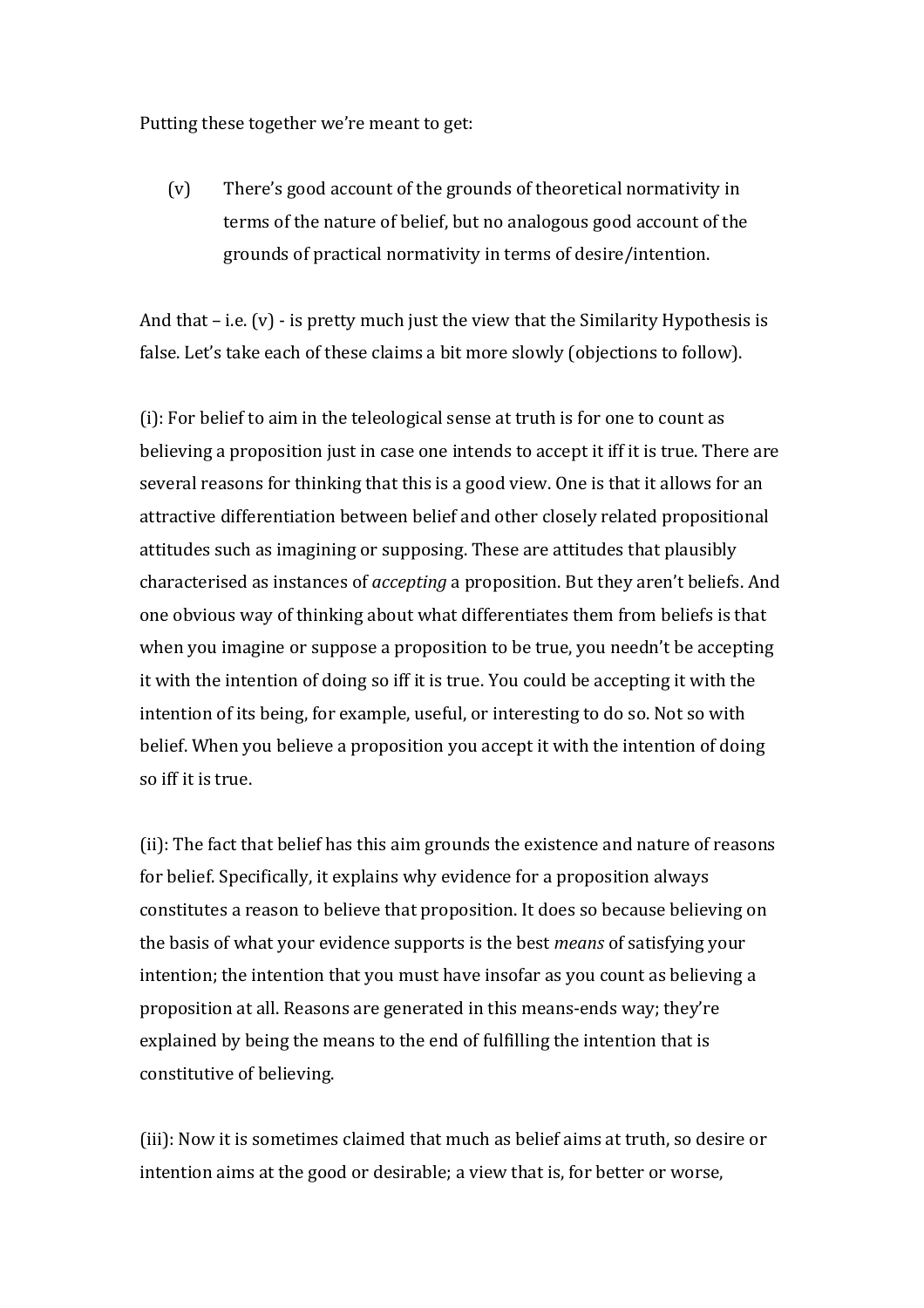Putting these together we're meant to get:

(v) There's good account of the grounds of theoretical normativity in terms of the nature of belief, but no analogous good account of the grounds of practical normativity in terms of desire/intention.

And that – i.e. (v) - is pretty much just the view that the Similarity Hypothesis is false. Let's take each of these claims a bit more slowly (objections to follow).

(i): For belief to aim in the teleological sense at truth is for one to count as believing a proposition just in case one intends to accept it iff it is true. There are several reasons for thinking that this is a good view. One is that it allows for an attractive differentiation between belief and other closely related propositional attitudes such as imagining or supposing. These are attitudes that plausibly characterised as instances of *accepting* a proposition. But they aren't beliefs. And one obvious way of thinking about what differentiates them from beliefs is that when you imagine or suppose a proposition to be true, you needn't be accepting it with the intention of doing so iff it is true. You could be accepting it with the intention of its being, for example, useful, or interesting to do so. Not so with belief. When you believe a proposition you accept it with the intention of doing so iff it is true.

(ii): The fact that belief has this aim grounds the existence and nature of reasons for belief. Specifically, it explains why evidence for a proposition always constitutes a reason to believe that proposition. It does so because believing on the basis of what your evidence supports is the best *means* of satisfying your intention; the intention that you must have insofar as you count as believing a proposition at all. Reasons are generated in this means-ends way; they're explained by being the means to the end of fulfilling the intention that is constitutive of believing.

(iii): Now it is sometimes claimed that much as belief aims at truth, so desire or intention aims at the good or desirable; a view that is, for better or worse,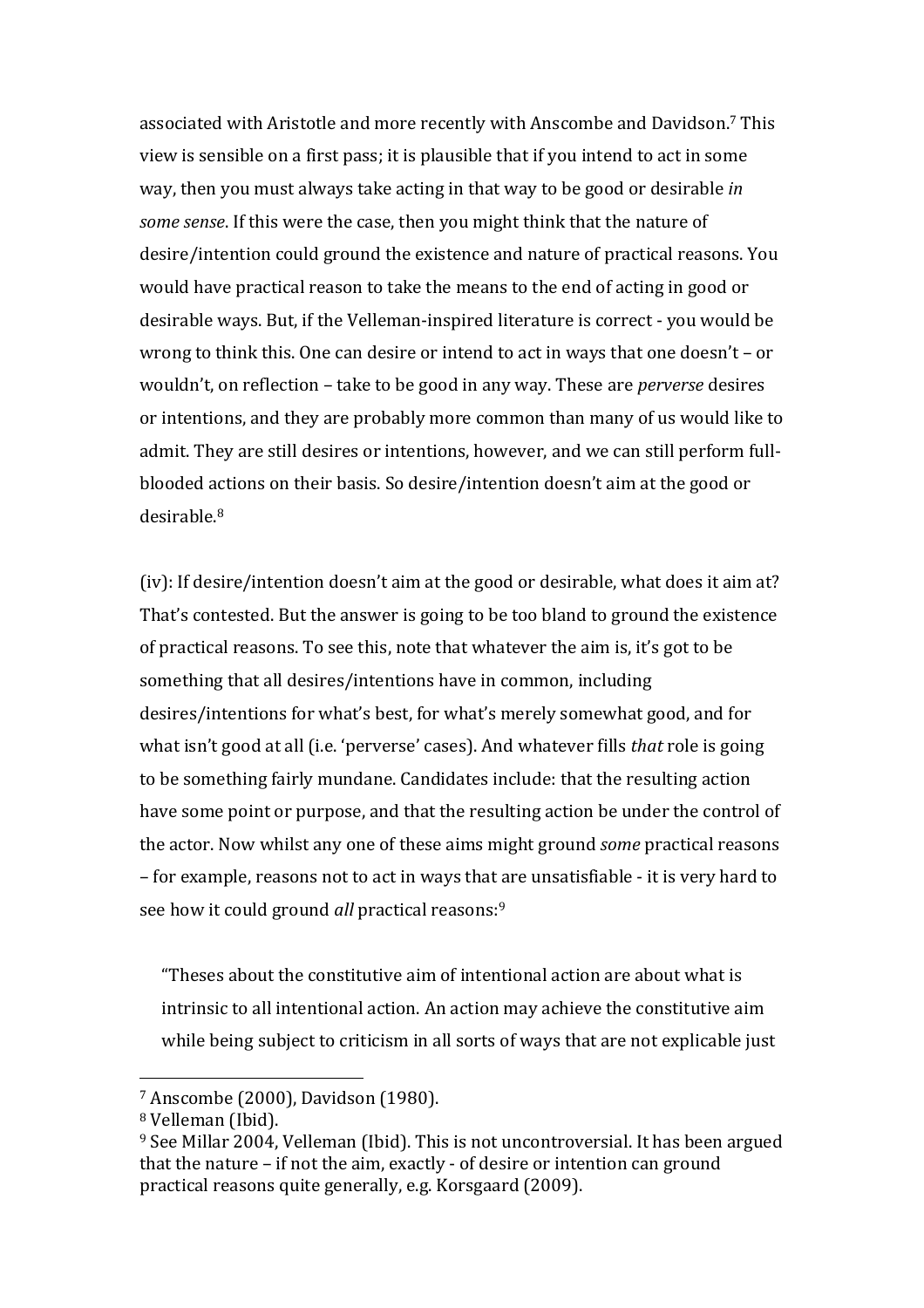associated with Aristotle and more recently with Anscombe and Davidson.[7] This view is sensible on a first pass; it is plausible that if you intend to act in some way, then you must always take acting in that way to be good or desirable *in some sense*. If this were the case, then you might think that the nature of desire/intention could ground the existence and nature of practical reasons. You would have practical reason to take the means to the end of acting in good or desirable ways. But, if the Velleman-inspired literature is correct - you would be wrong to think this. One can desire or intend to act in ways that one doesn't – or wouldn't, on reflection – take to be good in any way. These are *perverse* desires or intentions, and they are probably more common than many of us would like to admit. They are still desires or intentions, however, and we can still perform full-blooded actions on their basis. So desire/intention doesn't aim at the good or desirable.[8]

(iv): If desire/intention doesn't aim at the good or desirable, what does it aim at? That's contested. But the answer is going to be too bland to ground the existence of practical reasons. To see this, note that whatever the aim is, it's got to be something that all desires/intentions have in common, including desires/intentions for what's best, for what's merely somewhat good, and for what isn't good at all (i.e. 'perverse' cases). And whatever fills *that* role is going to be something fairly mundane. Candidates include: that the resulting action have some point or purpose, and that the resulting action be under the control of the actor. Now whilst any one of these aims might ground *some* practical reasons – for example, reasons not to act in ways that are unsatisfiable - it is very hard to see how it could ground *all* practical reasons:[9]

> "Theses about the constitutive aim of intentional action are about what is intrinsic to all intentional action. An action may achieve the constitutive aim while being subject to criticism in all sorts of ways that are not explicable just

---

[7] Anscombe (2000), Davidson (1980).

[8] Velleman (Ibid).

[9] See Millar 2004, Velleman (Ibid). This is not uncontroversial. It has been argued that the nature – if not the aim, exactly - of desire or intention can ground practical reasons quite generally, e.g. Korsgaard (2009).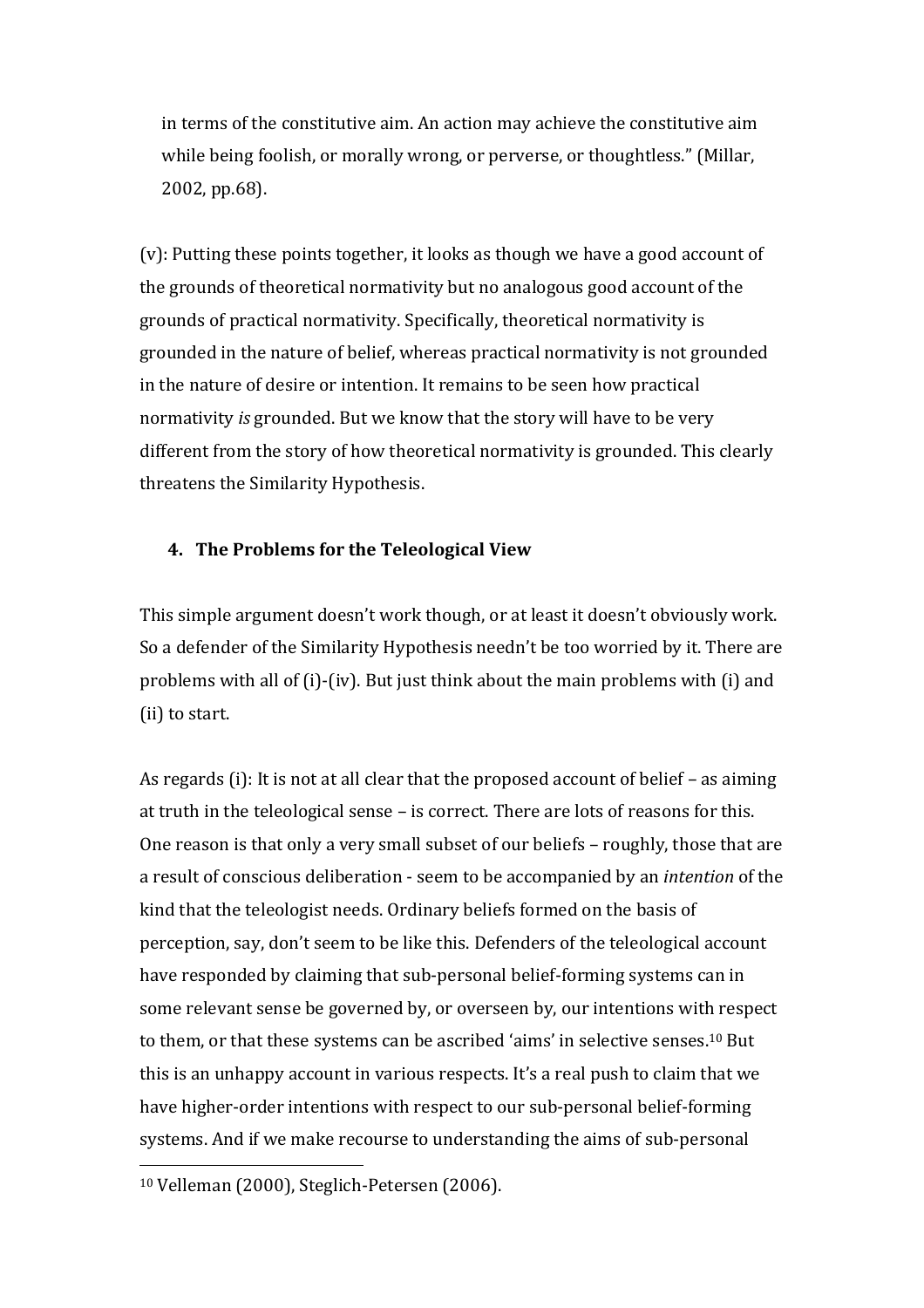in terms of the constitutive aim. An action may achieve the constitutive aim while being foolish, or morally wrong, or perverse, or thoughtless." (Millar, 2002, pp.68).

(v): Putting these points together, it looks as though we have a good account of the grounds of theoretical normativity but no analogous good account of the grounds of practical normativity. Specifically, theoretical normativity is grounded in the nature of belief, whereas practical normativity is not grounded in the nature of desire or intention. It remains to be seen how practical normativity *is* grounded. But we know that the story will have to be very different from the story of how theoretical normativity is grounded. This clearly threatens the Similarity Hypothesis.

## 4. The Problems for the Teleological View

This simple argument doesn't work though, or at least it doesn't obviously work. So a defender of the Similarity Hypothesis needn't be too worried by it. There are problems with all of (i)-(iv). But just think about the main problems with (i) and (ii) to start.

As regards (i): It is not at all clear that the proposed account of belief – as aiming at truth in the teleological sense – is correct. There are lots of reasons for this. One reason is that only a very small subset of our beliefs – roughly, those that are a result of conscious deliberation - seem to be accompanied by an *intention* of the kind that the teleologist needs. Ordinary beliefs formed on the basis of perception, say, don't seem to be like this. Defenders of the teleological account have responded by claiming that sub-personal belief-forming systems can in some relevant sense be governed by, or overseen by, our intentions with respect to them, or that these systems can be ascribed 'aims' in selective senses.[10] But this is an unhappy account in various respects. It's a real push to claim that we have higher-order intentions with respect to our sub-personal belief-forming systems. And if we make recourse to understanding the aims of sub-personal

[10] Velleman (2000), Steglich-Petersen (2006).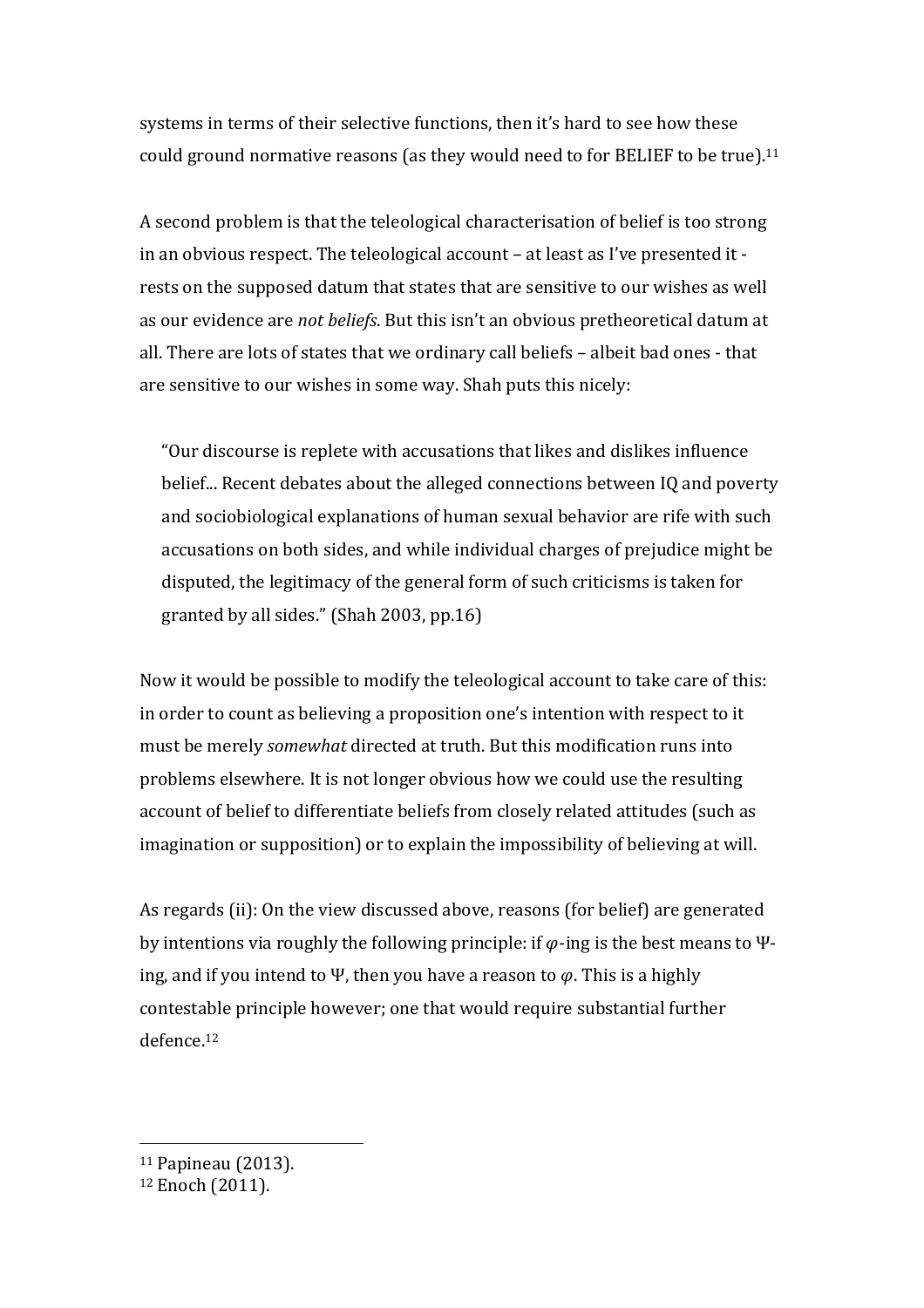systems in terms of their selective functions, then it's hard to see how these could ground normative reasons (as they would need to for BELIEF to be true).[11]

A second problem is that the teleological characterisation of belief is too strong in an obvious respect. The teleological account – at least as I've presented it - rests on the supposed datum that states that are sensitive to our wishes as well as our evidence are *not beliefs*. But this isn't an obvious pretheoretical datum at all. There are lots of states that we ordinary call beliefs – albeit bad ones - that are sensitive to our wishes in some way. Shah puts this nicely:

> "Our discourse is replete with accusations that likes and dislikes influence belief... Recent debates about the alleged connections between IQ and poverty and sociobiological explanations of human sexual behavior are rife with such accusations on both sides, and while individual charges of prejudice might be disputed, the legitimacy of the general form of such criticisms is taken for granted by all sides." (Shah 2003, pp.16)

Now it would be possible to modify the teleological account to take care of this: in order to count as believing a proposition one's intention with respect to it must be merely *somewhat* directed at truth. But this modification runs into problems elsewhere. It is not longer obvious how we could use the resulting account of belief to differentiate beliefs from closely related attitudes (such as imagination or supposition) or to explain the impossibility of believing at will.

As regards (ii): On the view discussed above, reasons (for belief) are generated by intentions via roughly the following principle: if $\varphi$-ing is the best means to $\Psi$-ing, and if you intend to $\Psi$, then you have a reason to $\varphi$. This is a highly contestable principle however; one that would require substantial further defence.[12]

[11] Papineau (2013).

[12] Enoch (2011).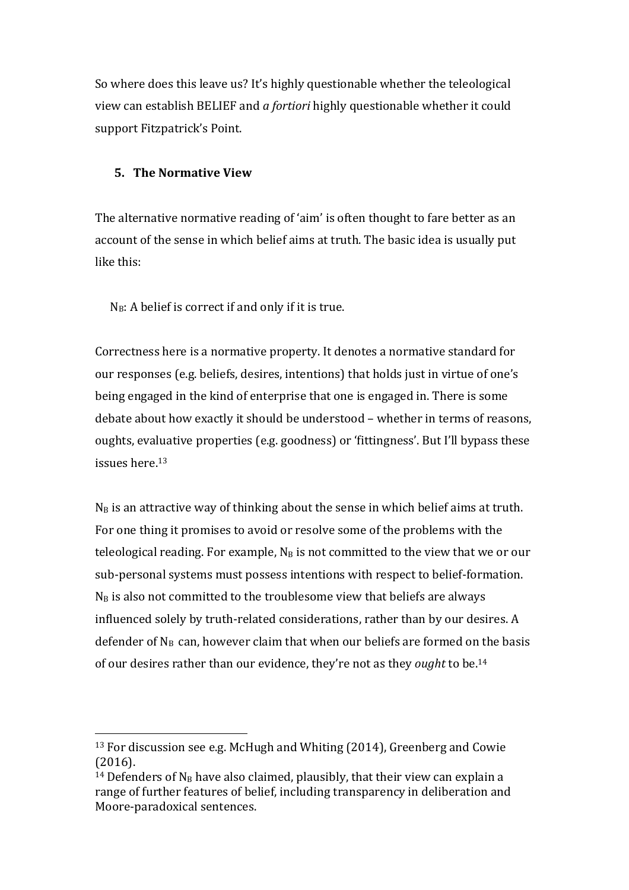So where does this leave us? It's highly questionable whether the teleological view can establish BELIEF and *a fortiori* highly questionable whether it could support Fitzpatrick's Point.

## 5. The Normative View

The alternative normative reading of 'aim' is often thought to fare better as an account of the sense in which belief aims at truth. The basic idea is usually put like this:

$N_B$: A belief is correct if and only if it is true.

Correctness here is a normative property. It denotes a normative standard for our responses (e.g. beliefs, desires, intentions) that holds just in virtue of one's being engaged in the kind of enterprise that one is engaged in. There is some debate about how exactly it should be understood – whether in terms of reasons, oughts, evaluative properties (e.g. goodness) or 'fittingness'. But I'll bypass these issues here.[13]

$N_B$ is an attractive way of thinking about the sense in which belief aims at truth. For one thing it promises to avoid or resolve some of the problems with the teleological reading. For example, $N_B$ is not committed to the view that we or our sub-personal systems must possess intentions with respect to belief-formation. $N_B$ is also not committed to the troublesome view that beliefs are always influenced solely by truth-related considerations, rather than by our desires. A defender of $N_B$ can, however claim that when our beliefs are formed on the basis of our desires rather than our evidence, they're not as they *ought* to be.[14]

---

[13] For discussion see e.g. McHugh and Whiting (2014), Greenberg and Cowie (2016).

[14] Defenders of $N_B$ have also claimed, plausibly, that their view can explain a range of further features of belief, including transparency in deliberation and Moore-paradoxical sentences.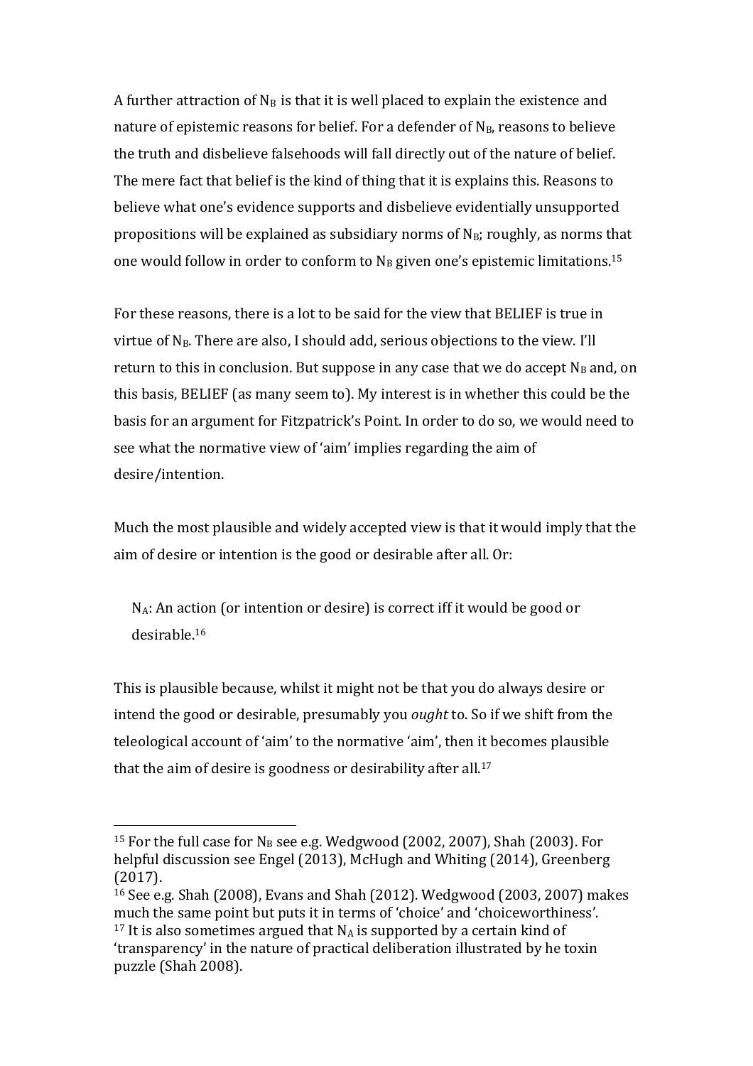A further attraction of $N_B$ is that it is well placed to explain the existence and nature of epistemic reasons for belief. For a defender of $N_B$, reasons to believe the truth and disbelieve falsehoods will fall directly out of the nature of belief. The mere fact that belief is the kind of thing that it is explains this. Reasons to believe what one's evidence supports and disbelieve evidentially unsupported propositions will be explained as subsidiary norms of $N_B$; roughly, as norms that one would follow in order to conform to $N_B$ given one's epistemic limitations.[15]

For these reasons, there is a lot to be said for the view that BELIEF is true in virtue of $N_B$. There are also, I should add, serious objections to the view. I'll return to this in conclusion. But suppose in any case that we do accept $N_B$ and, on this basis, BELIEF (as many seem to). My interest is in whether this could be the basis for an argument for Fitzpatrick's Point. In order to do so, we would need to see what the normative view of 'aim' implies regarding the aim of desire/intention.

Much the most plausible and widely accepted view is that it would imply that the aim of desire or intention is the good or desirable after all. Or:

> $N_A$: An action (or intention or desire) is correct iff it would be good or desirable.[16]

This is plausible because, whilst it might not be that you do always desire or intend the good or desirable, presumably you *ought* to. So if we shift from the teleological account of 'aim' to the normative 'aim', then it becomes plausible that the aim of desire is goodness or desirability after all.[17]

---

[15] For the full case for $N_B$ see e.g. Wedgwood (2002, 2007), Shah (2003). For helpful discussion see Engel (2013), McHugh and Whiting (2014), Greenberg (2017).

[16] See e.g. Shah (2008), Evans and Shah (2012). Wedgwood (2003, 2007) makes much the same point but puts it in terms of 'choice' and 'choiceworthiness'.

[17] It is also sometimes argued that $N_A$ is supported by a certain kind of 'transparency' in the nature of practical deliberation illustrated by he toxin puzzle (Shah 2008).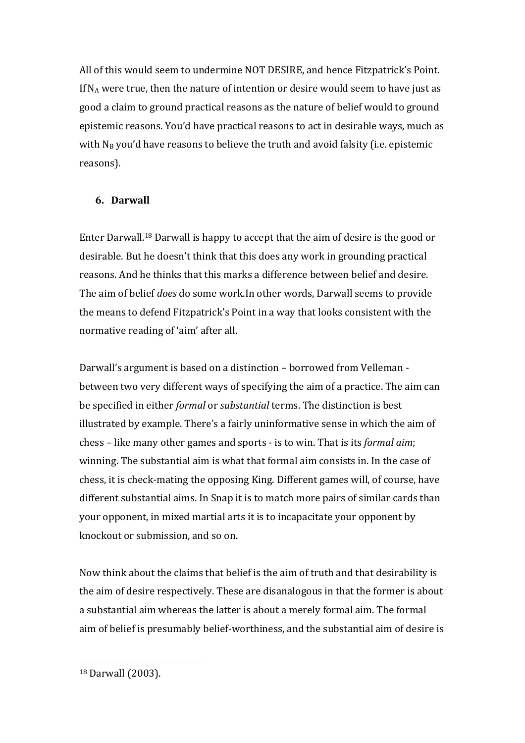All of this would seem to undermine NOT DESIRE, and hence Fitzpatrick's Point. If $N_A$ were true, then the nature of intention or desire would seem to have just as good a claim to ground practical reasons as the nature of belief would to ground epistemic reasons. You'd have practical reasons to act in desirable ways, much as with $N_B$ you'd have reasons to believe the truth and avoid falsity (i.e. epistemic reasons).

## 6. Darwall

Enter Darwall.[18] Darwall is happy to accept that the aim of desire is the good or desirable. But he doesn't think that this does any work in grounding practical reasons. And he thinks that this marks a difference between belief and desire. The aim of belief *does* do some work.In other words, Darwall seems to provide the means to defend Fitzpatrick's Point in a way that looks consistent with the normative reading of 'aim' after all.

Darwall's argument is based on a distinction – borrowed from Velleman - between two very different ways of specifying the aim of a practice. The aim can be specified in either *formal* or *substantial* terms. The distinction is best illustrated by example. There's a fairly uninformative sense in which the aim of chess – like many other games and sports - is to win. That is its *formal aim*; winning. The substantial aim is what that formal aim consists in. In the case of chess, it is check-mating the opposing King. Different games will, of course, have different substantial aims. In Snap it is to match more pairs of similar cards than your opponent, in mixed martial arts it is to incapacitate your opponent by knockout or submission, and so on.

Now think about the claims that belief is the aim of truth and that desirability is the aim of desire respectively. These are disanalogous in that the former is about a substantial aim whereas the latter is about a merely formal aim. The formal aim of belief is presumably belief-worthiness, and the substantial aim of desire is

[18] Darwall (2003).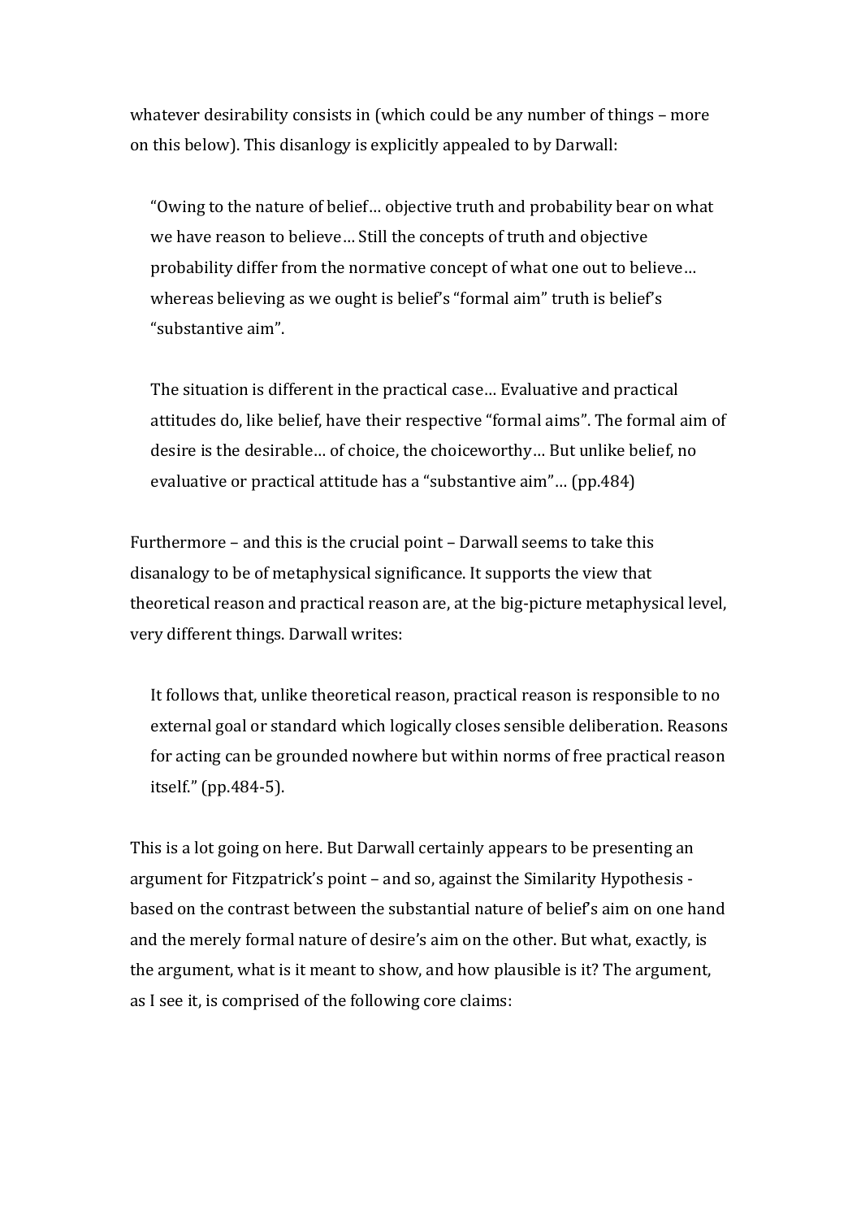whatever desirability consists in (which could be any number of things – more on this below). This disanlogy is explicitly appealed to by Darwall:

> "Owing to the nature of belief… objective truth and probability bear on what we have reason to believe… Still the concepts of truth and objective probability differ from the normative concept of what one out to believe… whereas believing as we ought is belief's "formal aim" truth is belief's "substantive aim".
>
> The situation is different in the practical case… Evaluative and practical attitudes do, like belief, have their respective "formal aims". The formal aim of desire is the desirable… of choice, the choiceworthy… But unlike belief, no evaluative or practical attitude has a "substantive aim"… (pp.484)

Furthermore – and this is the crucial point – Darwall seems to take this disanalogy to be of metaphysical significance. It supports the view that theoretical reason and practical reason are, at the big-picture metaphysical level, very different things. Darwall writes:

> It follows that, unlike theoretical reason, practical reason is responsible to no external goal or standard which logically closes sensible deliberation. Reasons for acting can be grounded nowhere but within norms of free practical reason itself." (pp.484-5).

This is a lot going on here. But Darwall certainly appears to be presenting an argument for Fitzpatrick's point – and so, against the Similarity Hypothesis - based on the contrast between the substantial nature of belief's aim on one hand and the merely formal nature of desire's aim on the other. But what, exactly, is the argument, what is it meant to show, and how plausible is it? The argument, as I see it, is comprised of the following core claims: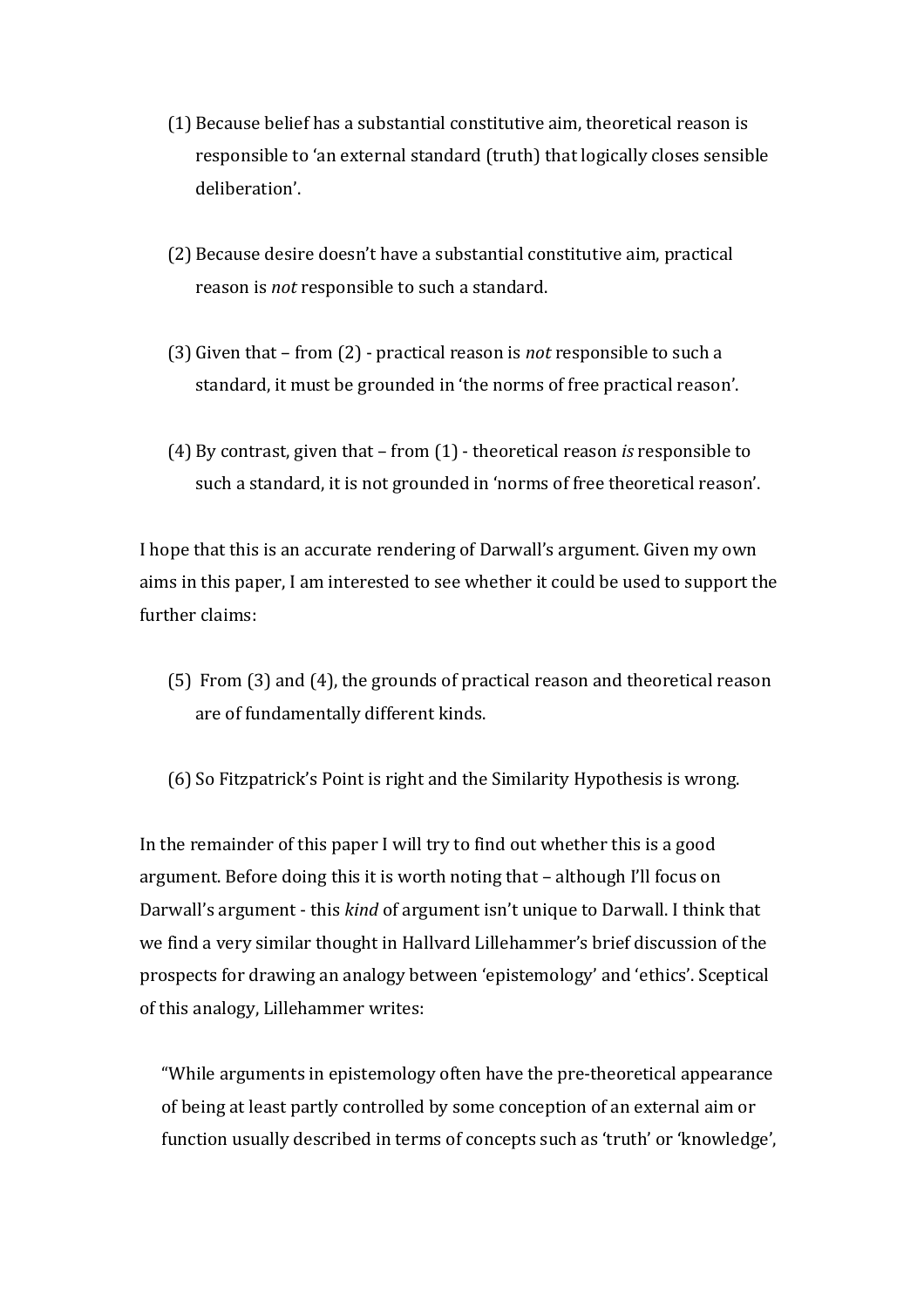(1) Because belief has a substantial constitutive aim, theoretical reason is responsible to 'an external standard (truth) that logically closes sensible deliberation'.

(2) Because desire doesn't have a substantial constitutive aim, practical reason is *not* responsible to such a standard.

(3) Given that – from (2) - practical reason is *not* responsible to such a standard, it must be grounded in 'the norms of free practical reason'.

(4) By contrast, given that – from (1) - theoretical reason *is* responsible to such a standard, it is not grounded in 'norms of free theoretical reason'.

I hope that this is an accurate rendering of Darwall's argument. Given my own aims in this paper, I am interested to see whether it could be used to support the further claims:

(5) From (3) and (4), the grounds of practical reason and theoretical reason are of fundamentally different kinds.

(6) So Fitzpatrick's Point is right and the Similarity Hypothesis is wrong.

In the remainder of this paper I will try to find out whether this is a good argument. Before doing this it is worth noting that – although I'll focus on Darwall's argument - this *kind* of argument isn't unique to Darwall. I think that we find a very similar thought in Hallvard Lillehammer's brief discussion of the prospects for drawing an analogy between 'epistemology' and 'ethics'. Sceptical of this analogy, Lillehammer writes:

> "While arguments in epistemology often have the pre-theoretical appearance of being at least partly controlled by some conception of an external aim or function usually described in terms of concepts such as 'truth' or 'knowledge',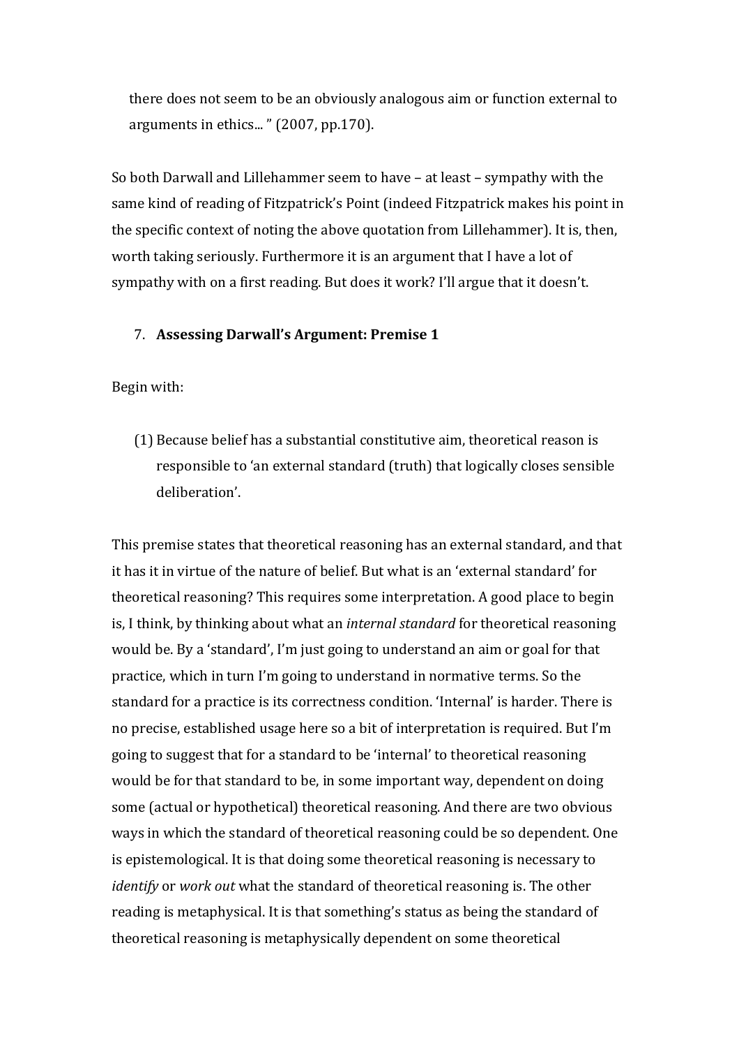> there does not seem to be an obviously analogous aim or function external to arguments in ethics... " (2007, pp.170).

So both Darwall and Lillehammer seem to have – at least – sympathy with the same kind of reading of Fitzpatrick's Point (indeed Fitzpatrick makes his point in the specific context of noting the above quotation from Lillehammer). It is, then, worth taking seriously. Furthermore it is an argument that I have a lot of sympathy with on a first reading. But does it work? I'll argue that it doesn't.

## 7. **Assessing Darwall's Argument: Premise 1**

Begin with:

> (1) Because belief has a substantial constitutive aim, theoretical reason is responsible to 'an external standard (truth) that logically closes sensible deliberation'.

This premise states that theoretical reasoning has an external standard, and that it has it in virtue of the nature of belief. But what is an 'external standard' for theoretical reasoning? This requires some interpretation. A good place to begin is, I think, by thinking about what an *internal standard* for theoretical reasoning would be. By a 'standard', I'm just going to understand an aim or goal for that practice, which in turn I'm going to understand in normative terms. So the standard for a practice is its correctness condition. 'Internal' is harder. There is no precise, established usage here so a bit of interpretation is required. But I'm going to suggest that for a standard to be 'internal' to theoretical reasoning would be for that standard to be, in some important way, dependent on doing some (actual or hypothetical) theoretical reasoning. And there are two obvious ways in which the standard of theoretical reasoning could be so dependent. One is epistemological. It is that doing some theoretical reasoning is necessary to *identify* or *work out* what the standard of theoretical reasoning is. The other reading is metaphysical. It is that something's status as being the standard of theoretical reasoning is metaphysically dependent on some theoretical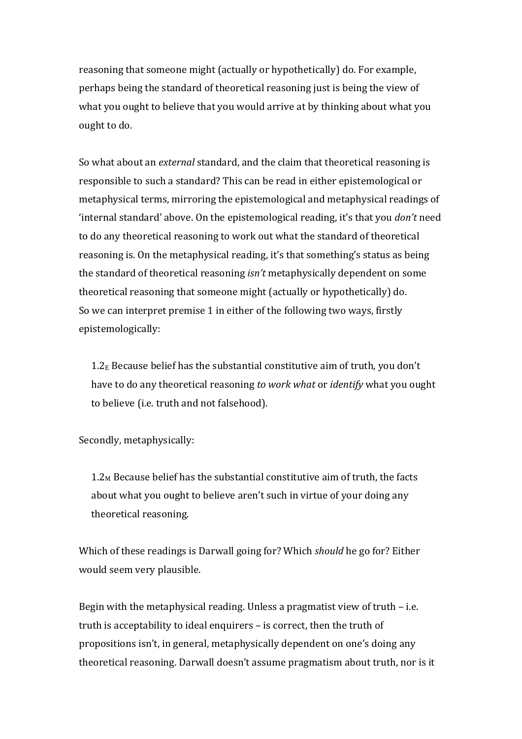reasoning that someone might (actually or hypothetically) do. For example, perhaps being the standard of theoretical reasoning just is being the view of what you ought to believe that you would arrive at by thinking about what you ought to do.

So what about an *external* standard, and the claim that theoretical reasoning is responsible to such a standard? This can be read in either epistemological or metaphysical terms, mirroring the epistemological and metaphysical readings of 'internal standard' above. On the epistemological reading, it's that you *don't* need to do any theoretical reasoning to work out what the standard of theoretical reasoning is. On the metaphysical reading, it's that something's status as being the standard of theoretical reasoning *isn't* metaphysically dependent on some theoretical reasoning that someone might (actually or hypothetically) do.
So we can interpret premise 1 in either of the following two ways, firstly epistemologically:

> $1.2_E$ Because belief has the substantial constitutive aim of truth, you don't have to do any theoretical reasoning *to work what* or *identify* what you ought to believe (i.e. truth and not falsehood).

Secondly, metaphysically:

> $1.2_M$ Because belief has the substantial constitutive aim of truth, the facts about what you ought to believe aren't such in virtue of your doing any theoretical reasoning.

Which of these readings is Darwall going for? Which *should* he go for? Either would seem very plausible.

Begin with the metaphysical reading. Unless a pragmatist view of truth – i.e. truth is acceptability to ideal enquirers – is correct, then the truth of propositions isn't, in general, metaphysically dependent on one's doing any theoretical reasoning. Darwall doesn't assume pragmatism about truth, nor is it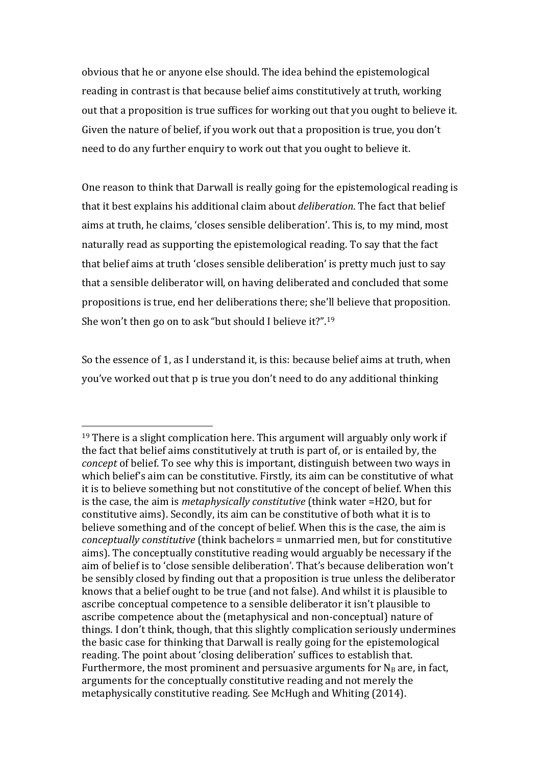obvious that he or anyone else should. The idea behind the epistemological reading in contrast is that because belief aims constitutively at truth, working out that a proposition is true suffices for working out that you ought to believe it. Given the nature of belief, if you work out that a proposition is true, you don't need to do any further enquiry to work out that you ought to believe it.

One reason to think that Darwall is really going for the epistemological reading is that it best explains his additional claim about *deliberation*. The fact that belief aims at truth, he claims, 'closes sensible deliberation'. This is, to my mind, most naturally read as supporting the epistemological reading. To say that the fact that belief aims at truth 'closes sensible deliberation' is pretty much just to say that a sensible deliberator will, on having deliberated and concluded that some propositions is true, end her deliberations there; she'll believe that proposition. She won't then go on to ask "but should I believe it?".[19]

So the essence of 1, as I understand it, is this: because belief aims at truth, when you've worked out that p is true you don't need to do any additional thinking

---

[19] There is a slight complication here. This argument will arguably only work if the fact that belief aims constitutively at truth is part of, or is entailed by, the *concept* of belief. To see why this is important, distinguish between two ways in which belief's aim can be constitutive. Firstly, its aim can be constitutive of what it is to believe something but not constitutive of the concept of belief. When this is the case, the aim is *metaphysically constitutive* (think water =H2O, but for constitutive aims). Secondly, its aim can be constitutive of both what it is to believe something and of the concept of belief. When this is the case, the aim is *conceptually constitutive* (think bachelors = unmarried men, but for constitutive aims). The conceptually constitutive reading would arguably be necessary if the aim of belief is to 'close sensible deliberation'. That's because deliberation won't be sensibly closed by finding out that a proposition is true unless the deliberator knows that a belief ought to be true (and not false). And whilst it is plausible to ascribe conceptual competence to a sensible deliberator it isn't plausible to ascribe competence about the (metaphysical and non-conceptual) nature of things. I don't think, though, that this slightly complication seriously undermines the basic case for thinking that Darwall is really going for the epistemological reading. The point about 'closing deliberation' suffices to establish that. Furthermore, the most prominent and persuasive arguments for $N_B$ are, in fact, arguments for the conceptually constitutive reading and not merely the metaphysically constitutive reading. See McHugh and Whiting (2014).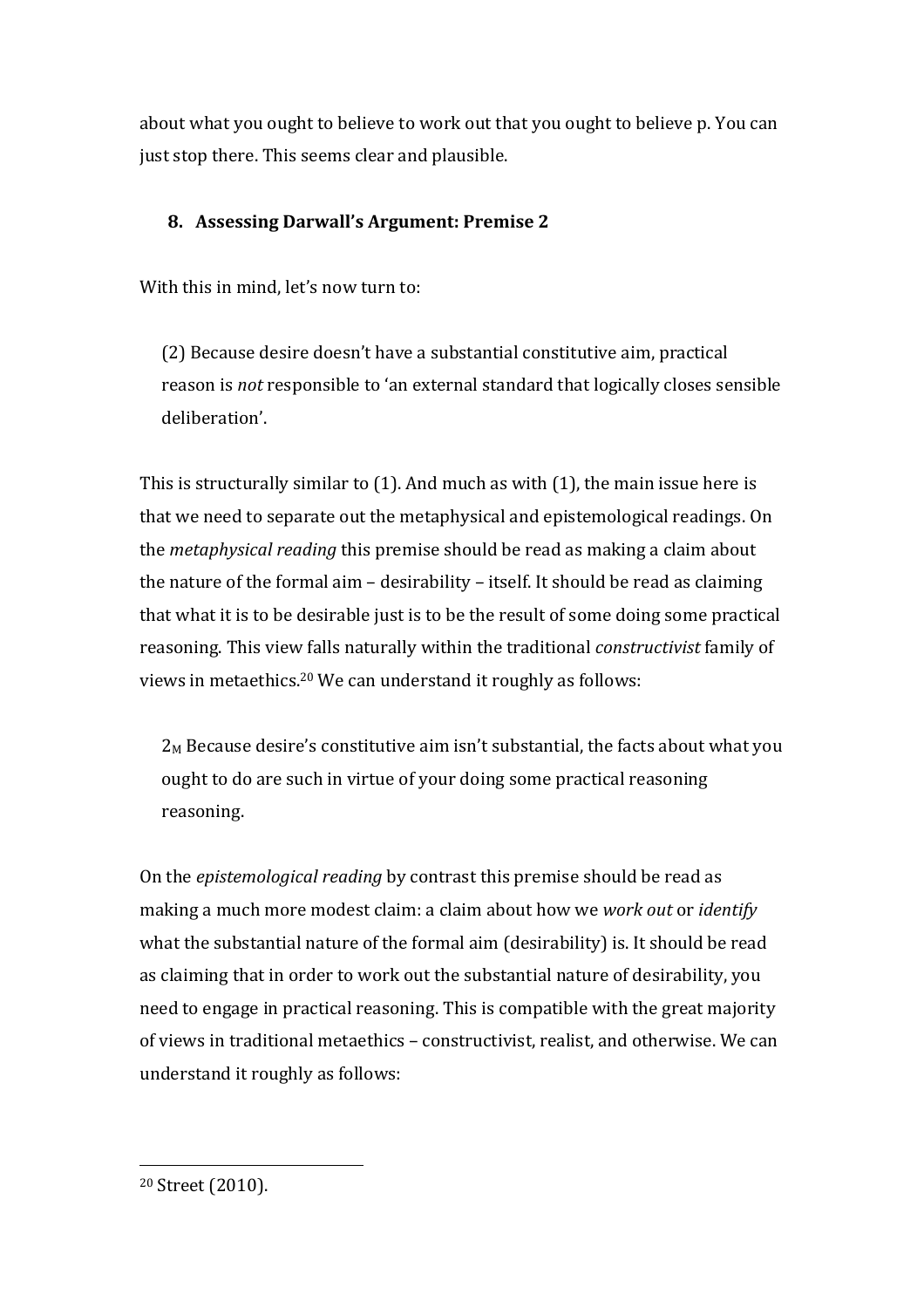about what you ought to believe to work out that you ought to believe p. You can just stop there. This seems clear and plausible.

## 8. Assessing Darwall's Argument: Premise 2

With this in mind, let's now turn to:

> (2) Because desire doesn't have a substantial constitutive aim, practical reason is *not* responsible to 'an external standard that logically closes sensible deliberation'.

This is structurally similar to (1). And much as with (1), the main issue here is that we need to separate out the metaphysical and epistemological readings. On the *metaphysical reading* this premise should be read as making a claim about the nature of the formal aim – desirability – itself. It should be read as claiming that what it is to be desirable just is to be the result of some doing some practical reasoning. This view falls naturally within the traditional *constructivist* family of views in metaethics.[20] We can understand it roughly as follows:

> $2_M$ Because desire's constitutive aim isn't substantial, the facts about what you ought to do are such in virtue of your doing some practical reasoning reasoning.

On the *epistemological reading* by contrast this premise should be read as making a much more modest claim: a claim about how we *work out* or *identify* what the substantial nature of the formal aim (desirability) is. It should be read as claiming that in order to work out the substantial nature of desirability, you need to engage in practical reasoning. This is compatible with the great majority of views in traditional metaethics – constructivist, realist, and otherwise. We can understand it roughly as follows:

[20] Street (2010).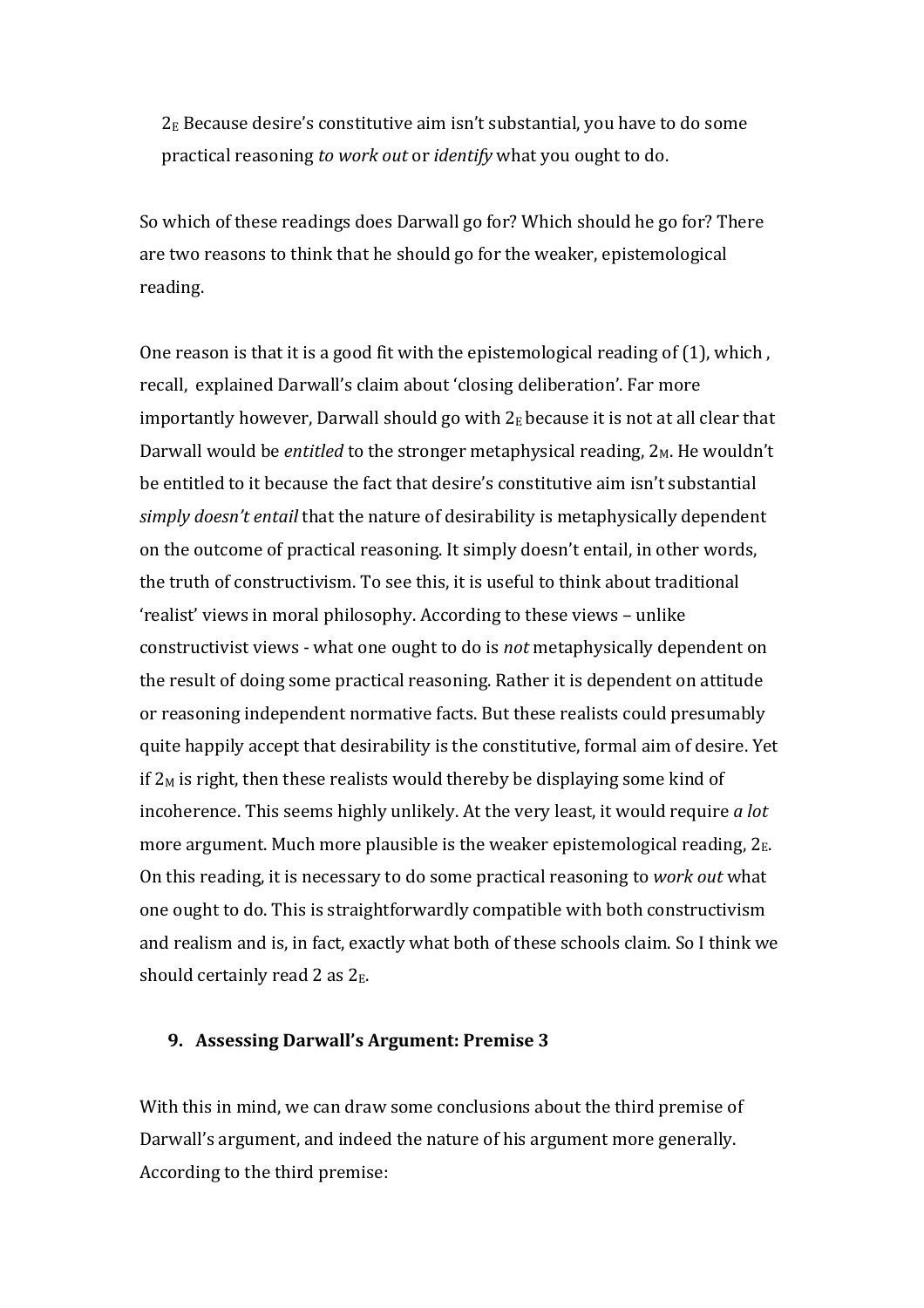$2_E$ Because desire's constitutive aim isn't substantial, you have to do some practical reasoning *to work out* or *identify* what you ought to do.

So which of these readings does Darwall go for? Which should he go for? There are two reasons to think that he should go for the weaker, epistemological reading.

One reason is that it is a good fit with the epistemological reading of (1), which , recall, explained Darwall's claim about 'closing deliberation'. Far more importantly however, Darwall should go with $2_E$ because it is not at all clear that Darwall would be *entitled* to the stronger metaphysical reading, $2_M$. He wouldn't be entitled to it because the fact that desire's constitutive aim isn't substantial *simply doesn't entail* that the nature of desirability is metaphysically dependent on the outcome of practical reasoning. It simply doesn't entail, in other words, the truth of constructivism. To see this, it is useful to think about traditional 'realist' views in moral philosophy. According to these views – unlike constructivist views - what one ought to do is *not* metaphysically dependent on the result of doing some practical reasoning. Rather it is dependent on attitude or reasoning independent normative facts. But these realists could presumably quite happily accept that desirability is the constitutive, formal aim of desire. Yet if $2_M$ is right, then these realists would thereby be displaying some kind of incoherence. This seems highly unlikely. At the very least, it would require *a lot* more argument. Much more plausible is the weaker epistemological reading, $2_E$. On this reading, it is necessary to do some practical reasoning to *work out* what one ought to do. This is straightforwardly compatible with both constructivism and realism and is, in fact, exactly what both of these schools claim. So I think we should certainly read 2 as $2_E$.

## 9. Assessing Darwall's Argument: Premise 3

With this in mind, we can draw some conclusions about the third premise of Darwall's argument, and indeed the nature of his argument more generally. According to the third premise: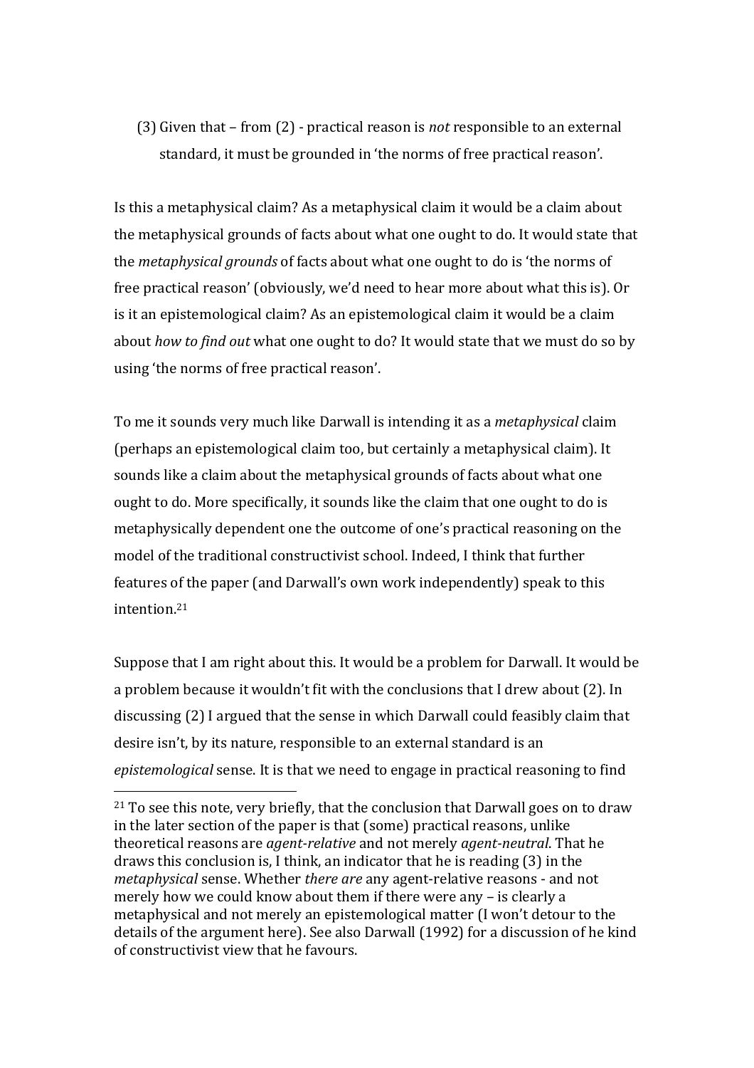(3) Given that – from (2) - practical reason is *not* responsible to an external standard, it must be grounded in 'the norms of free practical reason'.

Is this a metaphysical claim? As a metaphysical claim it would be a claim about the metaphysical grounds of facts about what one ought to do. It would state that the *metaphysical grounds* of facts about what one ought to do is 'the norms of free practical reason' (obviously, we'd need to hear more about what this is). Or is it an epistemological claim? As an epistemological claim it would be a claim about *how to find out* what one ought to do? It would state that we must do so by using 'the norms of free practical reason'.

To me it sounds very much like Darwall is intending it as a *metaphysical* claim (perhaps an epistemological claim too, but certainly a metaphysical claim). It sounds like a claim about the metaphysical grounds of facts about what one ought to do. More specifically, it sounds like the claim that one ought to do is metaphysically dependent one the outcome of one's practical reasoning on the model of the traditional constructivist school. Indeed, I think that further features of the paper (and Darwall's own work independently) speak to this intention.[21]

Suppose that I am right about this. It would be a problem for Darwall. It would be a problem because it wouldn't fit with the conclusions that I drew about (2). In discussing (2) I argued that the sense in which Darwall could feasibly claim that desire isn't, by its nature, responsible to an external standard is an *epistemological* sense. It is that we need to engage in practical reasoning to find

---

[21] To see this note, very briefly, that the conclusion that Darwall goes on to draw in the later section of the paper is that (some) practical reasons, unlike theoretical reasons are *agent-relative* and not merely *agent-neutral*. That he draws this conclusion is, I think, an indicator that he is reading (3) in the *metaphysical* sense. Whether *there are* any agent-relative reasons - and not merely how we could know about them if there were any – is clearly a metaphysical and not merely an epistemological matter (I won't detour to the details of the argument here). See also Darwall (1992) for a discussion of he kind of constructivist view that he favours.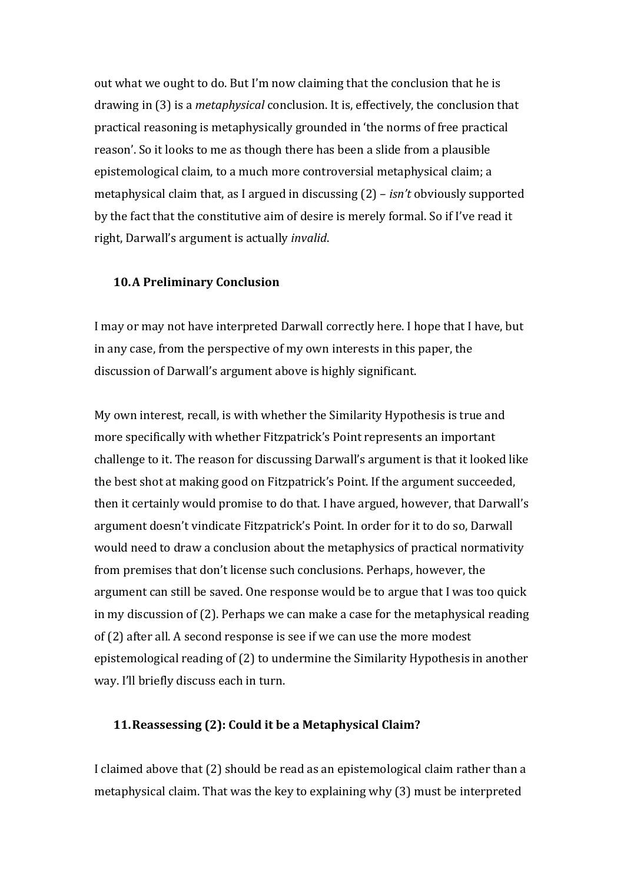out what we ought to do. But I'm now claiming that the conclusion that he is drawing in (3) is a *metaphysical* conclusion. It is, effectively, the conclusion that practical reasoning is metaphysically grounded in 'the norms of free practical reason'. So it looks to me as though there has been a slide from a plausible epistemological claim, to a much more controversial metaphysical claim; a metaphysical claim that, as I argued in discussing (2) – *isn't* obviously supported by the fact that the constitutive aim of desire is merely formal. So if I've read it right, Darwall's argument is actually *invalid*.

## 10. A Preliminary Conclusion

I may or may not have interpreted Darwall correctly here. I hope that I have, but in any case, from the perspective of my own interests in this paper, the discussion of Darwall's argument above is highly significant.

My own interest, recall, is with whether the Similarity Hypothesis is true and more specifically with whether Fitzpatrick's Point represents an important challenge to it. The reason for discussing Darwall's argument is that it looked like the best shot at making good on Fitzpatrick's Point. If the argument succeeded, then it certainly would promise to do that. I have argued, however, that Darwall's argument doesn't vindicate Fitzpatrick's Point. In order for it to do so, Darwall would need to draw a conclusion about the metaphysics of practical normativity from premises that don't license such conclusions. Perhaps, however, the argument can still be saved. One response would be to argue that I was too quick in my discussion of (2). Perhaps we can make a case for the metaphysical reading of (2) after all. A second response is see if we can use the more modest epistemological reading of (2) to undermine the Similarity Hypothesis in another way. I'll briefly discuss each in turn.

## 11. Reassessing (2): Could it be a Metaphysical Claim?

I claimed above that (2) should be read as an epistemological claim rather than a metaphysical claim. That was the key to explaining why (3) must be interpreted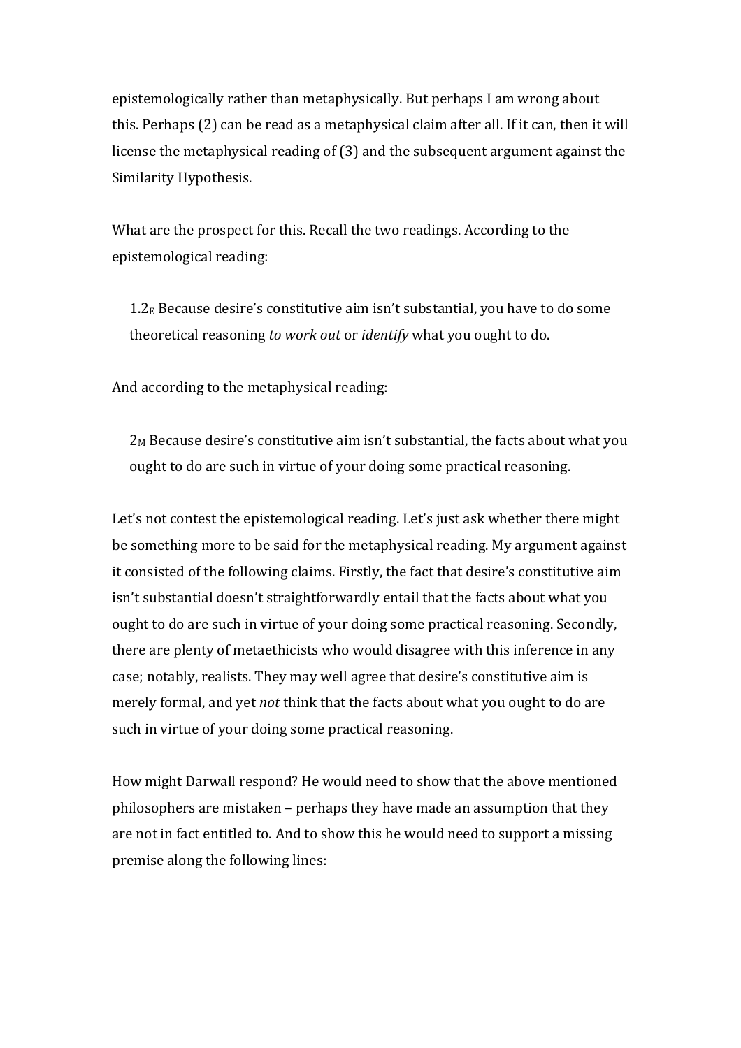epistemologically rather than metaphysically. But perhaps I am wrong about this. Perhaps (2) can be read as a metaphysical claim after all. If it can, then it will license the metaphysical reading of (3) and the subsequent argument against the Similarity Hypothesis.

What are the prospect for this. Recall the two readings. According to the epistemological reading:

> $1.2_E$ Because desire's constitutive aim isn't substantial, you have to do some theoretical reasoning *to work out* or *identify* what you ought to do.

And according to the metaphysical reading:

> $2_M$ Because desire's constitutive aim isn't substantial, the facts about what you ought to do are such in virtue of your doing some practical reasoning.

Let's not contest the epistemological reading. Let's just ask whether there might be something more to be said for the metaphysical reading. My argument against it consisted of the following claims. Firstly, the fact that desire's constitutive aim isn't substantial doesn't straightforwardly entail that the facts about what you ought to do are such in virtue of your doing some practical reasoning. Secondly, there are plenty of metaethicists who would disagree with this inference in any case; notably, realists. They may well agree that desire's constitutive aim is merely formal, and yet *not* think that the facts about what you ought to do are such in virtue of your doing some practical reasoning.

How might Darwall respond? He would need to show that the above mentioned philosophers are mistaken – perhaps they have made an assumption that they are not in fact entitled to. And to show this he would need to support a missing premise along the following lines: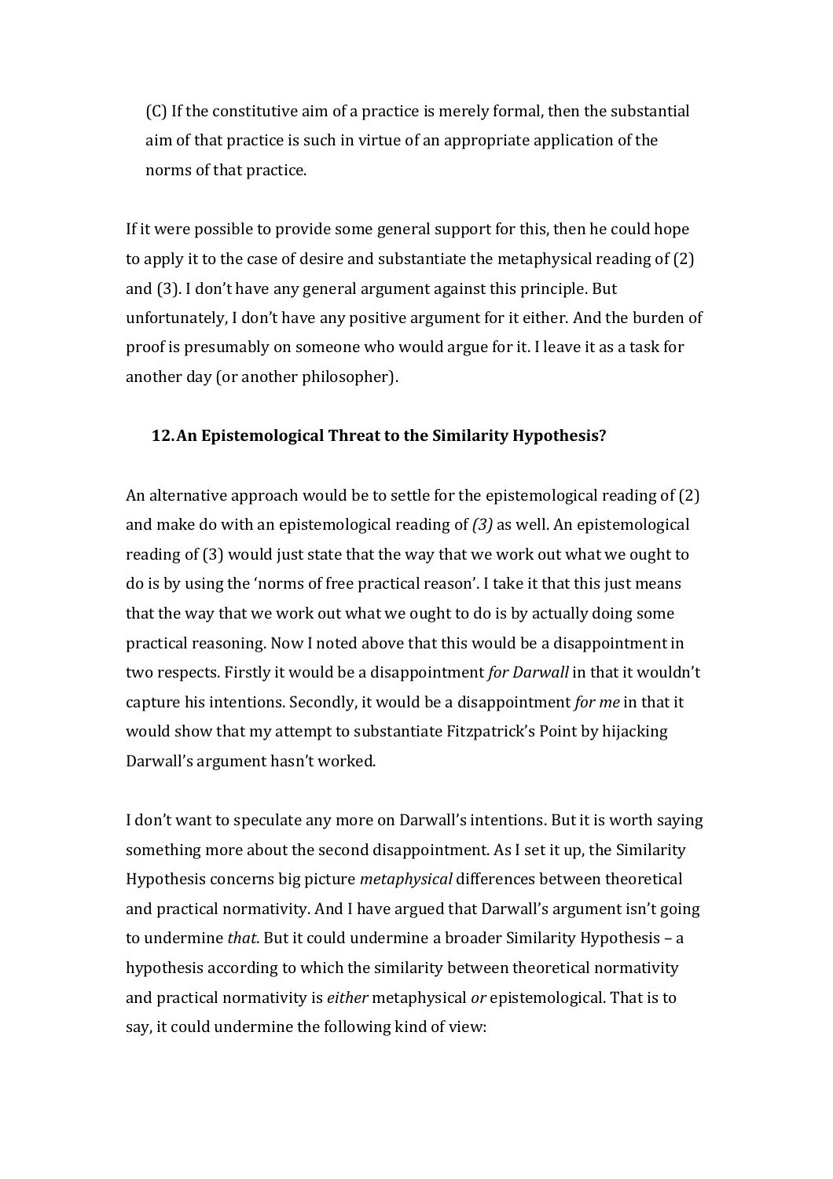(C) If the constitutive aim of a practice is merely formal, then the substantial aim of that practice is such in virtue of an appropriate application of the norms of that practice.

If it were possible to provide some general support for this, then he could hope to apply it to the case of desire and substantiate the metaphysical reading of (2) and (3). I don't have any general argument against this principle. But unfortunately, I don't have any positive argument for it either. And the burden of proof is presumably on someone who would argue for it. I leave it as a task for another day (or another philosopher).

## 12. An Epistemological Threat to the Similarity Hypothesis?

An alternative approach would be to settle for the epistemological reading of (2) and make do with an epistemological reading of *(3)* as well. An epistemological reading of (3) would just state that the way that we work out what we ought to do is by using the 'norms of free practical reason'. I take it that this just means that the way that we work out what we ought to do is by actually doing some practical reasoning. Now I noted above that this would be a disappointment in two respects. Firstly it would be a disappointment *for Darwall* in that it wouldn't capture his intentions. Secondly, it would be a disappointment *for me* in that it would show that my attempt to substantiate Fitzpatrick's Point by hijacking Darwall's argument hasn't worked.

I don't want to speculate any more on Darwall's intentions. But it is worth saying something more about the second disappointment. As I set it up, the Similarity Hypothesis concerns big picture *metaphysical* differences between theoretical and practical normativity. And I have argued that Darwall's argument isn't going to undermine *that*. But it could undermine a broader Similarity Hypothesis – a hypothesis according to which the similarity between theoretical normativity and practical normativity is *either* metaphysical *or* epistemological. That is to say, it could undermine the following kind of view: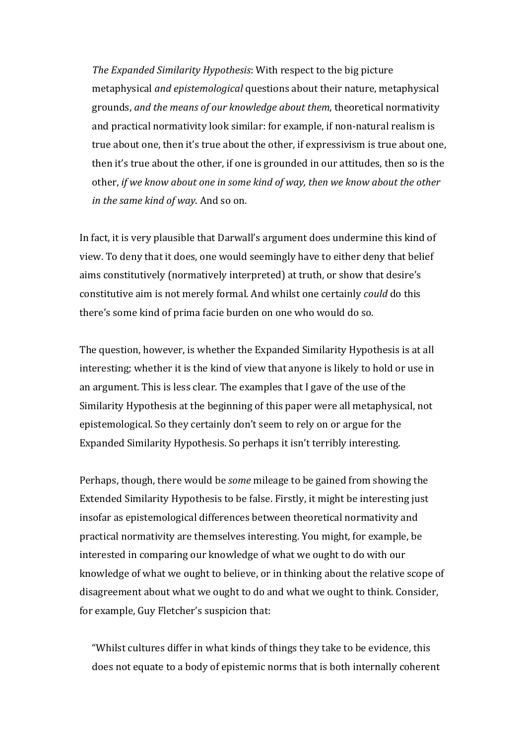> *The Expanded Similarity Hypothesis*: With respect to the big picture metaphysical *and epistemological* questions about their nature, metaphysical grounds, *and the means of our knowledge about them*, theoretical normativity and practical normativity look similar: for example, if non-natural realism is true about one, then it's true about the other, if expressivism is true about one, then it's true about the other, if one is grounded in our attitudes, then so is the other, *if we know about one in some kind of way, then we know about the other in the same kind of way*. And so on.

In fact, it is very plausible that Darwall's argument does undermine this kind of view. To deny that it does, one would seemingly have to either deny that belief aims constitutively (normatively interpreted) at truth, or show that desire's constitutive aim is not merely formal. And whilst one certainly *could* do this there's some kind of prima facie burden on one who would do so.

The question, however, is whether the Expanded Similarity Hypothesis is at all interesting; whether it is the kind of view that anyone is likely to hold or use in an argument. This is less clear. The examples that I gave of the use of the Similarity Hypothesis at the beginning of this paper were all metaphysical, not epistemological. So they certainly don't seem to rely on or argue for the Expanded Similarity Hypothesis. So perhaps it isn't terribly interesting.

Perhaps, though, there would be *some* mileage to be gained from showing the Extended Similarity Hypothesis to be false. Firstly, it might be interesting just insofar as epistemological differences between theoretical normativity and practical normativity are themselves interesting. You might, for example, be interested in comparing our knowledge of what we ought to do with our knowledge of what we ought to believe, or in thinking about the relative scope of disagreement about what we ought to do and what we ought to think. Consider, for example, Guy Fletcher's suspicion that:

> "Whilst cultures differ in what kinds of things they take to be evidence, this does not equate to a body of epistemic norms that is both internally coherent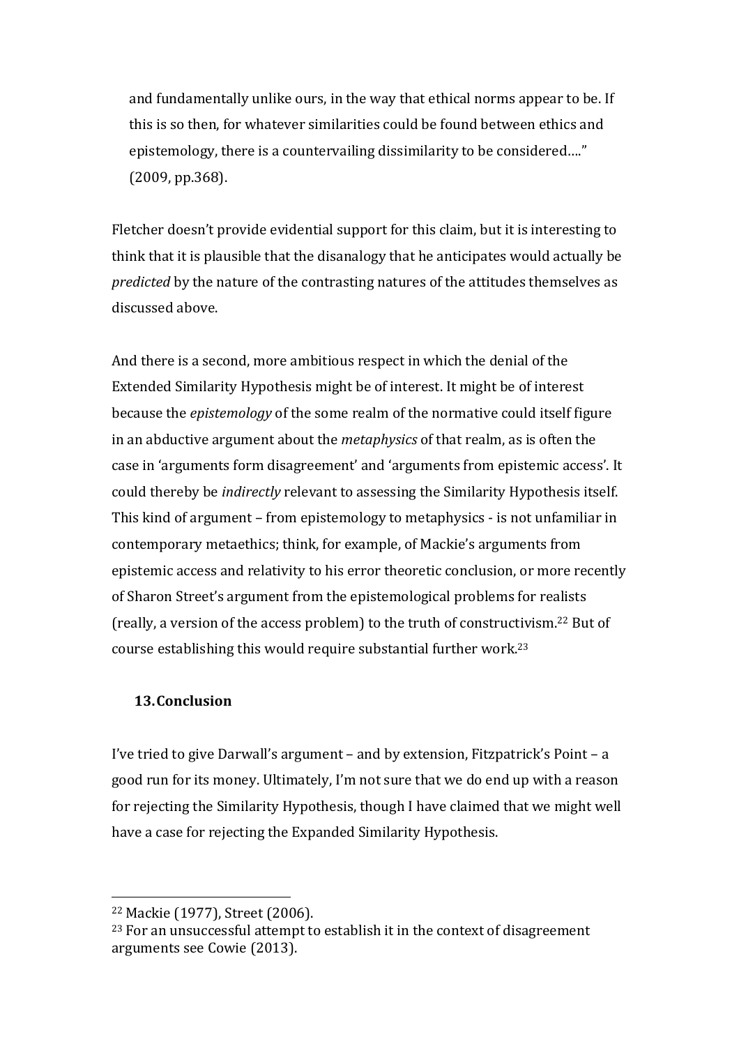and fundamentally unlike ours, in the way that ethical norms appear to be. If this is so then, for whatever similarities could be found between ethics and epistemology, there is a countervailing dissimilarity to be considered…." (2009, pp.368).

Fletcher doesn't provide evidential support for this claim, but it is interesting to think that it is plausible that the disanalogy that he anticipates would actually be *predicted* by the nature of the contrasting natures of the attitudes themselves as discussed above.

And there is a second, more ambitious respect in which the denial of the Extended Similarity Hypothesis might be of interest. It might be of interest because the *epistemology* of the some realm of the normative could itself figure in an abductive argument about the *metaphysics* of that realm, as is often the case in 'arguments form disagreement' and 'arguments from epistemic access'. It could thereby be *indirectly* relevant to assessing the Similarity Hypothesis itself. This kind of argument – from epistemology to metaphysics - is not unfamiliar in contemporary metaethics; think, for example, of Mackie's arguments from epistemic access and relativity to his error theoretic conclusion, or more recently of Sharon Street's argument from the epistemological problems for realists (really, a version of the access problem) to the truth of constructivism.[22] But of course establishing this would require substantial further work.[23]

## 13. Conclusion

I've tried to give Darwall's argument – and by extension, Fitzpatrick's Point – a good run for its money. Ultimately, I'm not sure that we do end up with a reason for rejecting the Similarity Hypothesis, though I have claimed that we might well have a case for rejecting the Expanded Similarity Hypothesis.

---

[22] Mackie (1977), Street (2006).

[23] For an unsuccessful attempt to establish it in the context of disagreement arguments see Cowie (2013).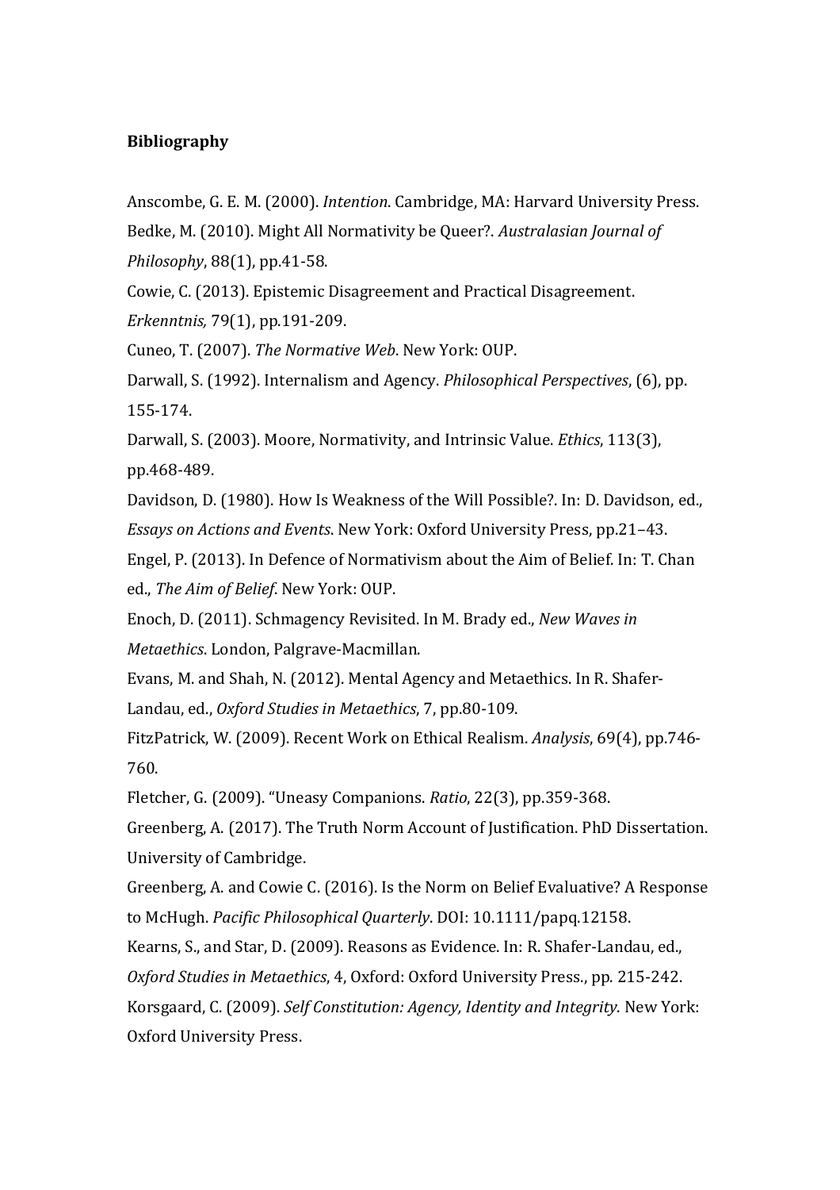**Bibliography**

Anscombe, G. E. M. (2000). *Intention*. Cambridge, MA: Harvard University Press.

Bedke, M. (2010). Might All Normativity be Queer?. *Australasian Journal of Philosophy*, 88(1), pp.41-58.

Cowie, C. (2013). Epistemic Disagreement and Practical Disagreement. *Erkenntnis,* 79(1), pp.191-209.

Cuneo, T. (2007). *The Normative Web*. New York: OUP.

Darwall, S. (1992). Internalism and Agency. *Philosophical Perspectives*, (6), pp. 155-174.

Darwall, S. (2003). Moore, Normativity, and Intrinsic Value. *Ethics*, 113(3), pp.468-489.

Davidson, D. (1980). How Is Weakness of the Will Possible?. In: D. Davidson, ed., *Essays on Actions and Events*. New York: Oxford University Press, pp.21–43.

Engel, P. (2013). In Defence of Normativism about the Aim of Belief. In: T. Chan ed., *The Aim of Belief*. New York: OUP.

Enoch, D. (2011). Schmagency Revisited. In M. Brady ed., *New Waves in Metaethics*. London, Palgrave-Macmillan.

Evans, M. and Shah, N. (2012). Mental Agency and Metaethics. In R. Shafer-Landau, ed., *Oxford Studies in Metaethics*, 7, pp.80-109.

FitzPatrick, W. (2009). Recent Work on Ethical Realism. *Analysis*, 69(4), pp.746-760.

Fletcher, G. (2009). "Uneasy Companions. *Ratio*, 22(3), pp.359-368.

Greenberg, A. (2017). The Truth Norm Account of Justification. PhD Dissertation. University of Cambridge.

Greenberg, A. and Cowie C. (2016). Is the Norm on Belief Evaluative? A Response to McHugh. *Pacific Philosophical Quarterly*. DOI: 10.1111/papq.12158.

Kearns, S., and Star, D. (2009). Reasons as Evidence. In: R. Shafer-Landau, ed., *Oxford Studies in Metaethics*, 4, Oxford: Oxford University Press., pp. 215-242.

Korsgaard, C. (2009). *Self Constitution: Agency, Identity and Integrity*. New York: Oxford University Press.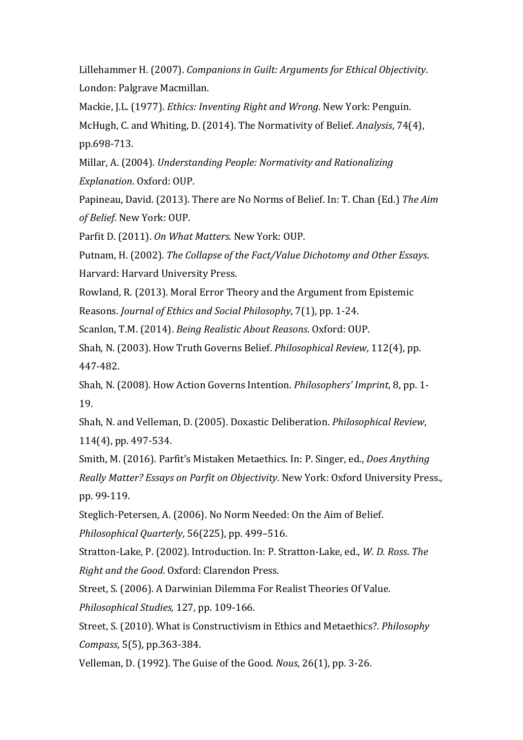Lillehammer H. (2007). *Companions in Guilt: Arguments for Ethical Objectivity*. London: Palgrave Macmillan.

Mackie, J.L. (1977). *Ethics: Inventing Right and Wrong*. New York: Penguin.

McHugh, C. and Whiting, D. (2014). The Normativity of Belief. *Analysis*, 74(4), pp.698-713.

Millar, A. (2004). *Understanding People: Normativity and Rationalizing Explanation*. Oxford: OUP.

Papineau, David. (2013). There are No Norms of Belief. In: T. Chan (Ed.) *The Aim of Belief*. New York: OUP.

Parfit D. (2011). *On What Matters*. New York: OUP.

Putnam, H. (2002). *The Collapse of the Fact/Value Dichotomy and Other Essays*. Harvard: Harvard University Press.

Rowland, R. (2013). Moral Error Theory and the Argument from Epistemic Reasons. *Journal of Ethics and Social Philosophy*, 7(1), pp. 1-24.

Scanlon, T.M. (2014). *Being Realistic About Reasons*. Oxford: OUP.

Shah, N. (2003). How Truth Governs Belief. *Philosophical Review*, 112(4), pp. 447-482.

Shah, N. (2008). How Action Governs Intention. *Philosophers' Imprint*, 8, pp. 1-19.

Shah, N. and Velleman, D. (2005). Doxastic Deliberation. *Philosophical Review*, 114(4), pp. 497-534.

Smith, M. (2016). Parfit's Mistaken Metaethics. In: P. Singer, ed., *Does Anything Really Matter? Essays on Parfit on Objectivity*. New York: Oxford University Press., pp. 99-119.

Steglich-Petersen, A. (2006). No Norm Needed: On the Aim of Belief. *Philosophical Quarterly*, 56(225), pp. 499–516.

Stratton-Lake, P. (2002). Introduction. In: P. Stratton-Lake, ed., *W. D. Ross*. *The Right and the Good*. Oxford: Clarendon Press.

Street, S. (2006). A Darwinian Dilemma For Realist Theories Of Value. *Philosophical Studies,* 127, pp. 109-166.

Street, S. (2010). What is Constructivism in Ethics and Metaethics?. *Philosophy Compass*, 5(5), pp.363-384.

Velleman, D. (1992). The Guise of the Good. *Nous*, 26(1), pp. 3-26.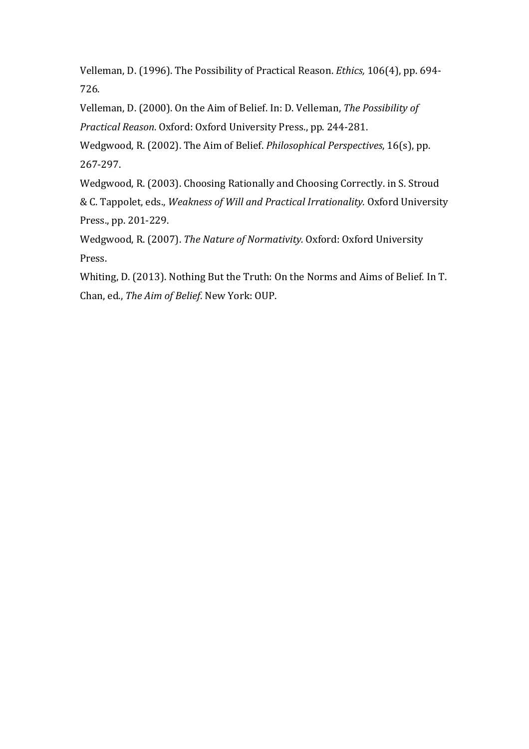Velleman, D. (1996). The Possibility of Practical Reason. *Ethics,* 106(4), pp. 694-726.

Velleman, D. (2000). On the Aim of Belief. In: D. Velleman, *The Possibility of Practical Reason*. Oxford: Oxford University Press., pp. 244-281.

Wedgwood, R. (2002). The Aim of Belief. *Philosophical Perspectives*, 16(s), pp. 267-297.

Wedgwood, R. (2003). Choosing Rationally and Choosing Correctly. in S. Stroud & C. Tappolet, eds., *Weakness of Will and Practical Irrationality.* Oxford University Press., pp. 201-229.

Wedgwood, R. (2007). *The Nature of Normativity*. Oxford: Oxford University Press.

Whiting, D. (2013). Nothing But the Truth: On the Norms and Aims of Belief. In T. Chan, ed., *The Aim of Belief*. New York: OUP.